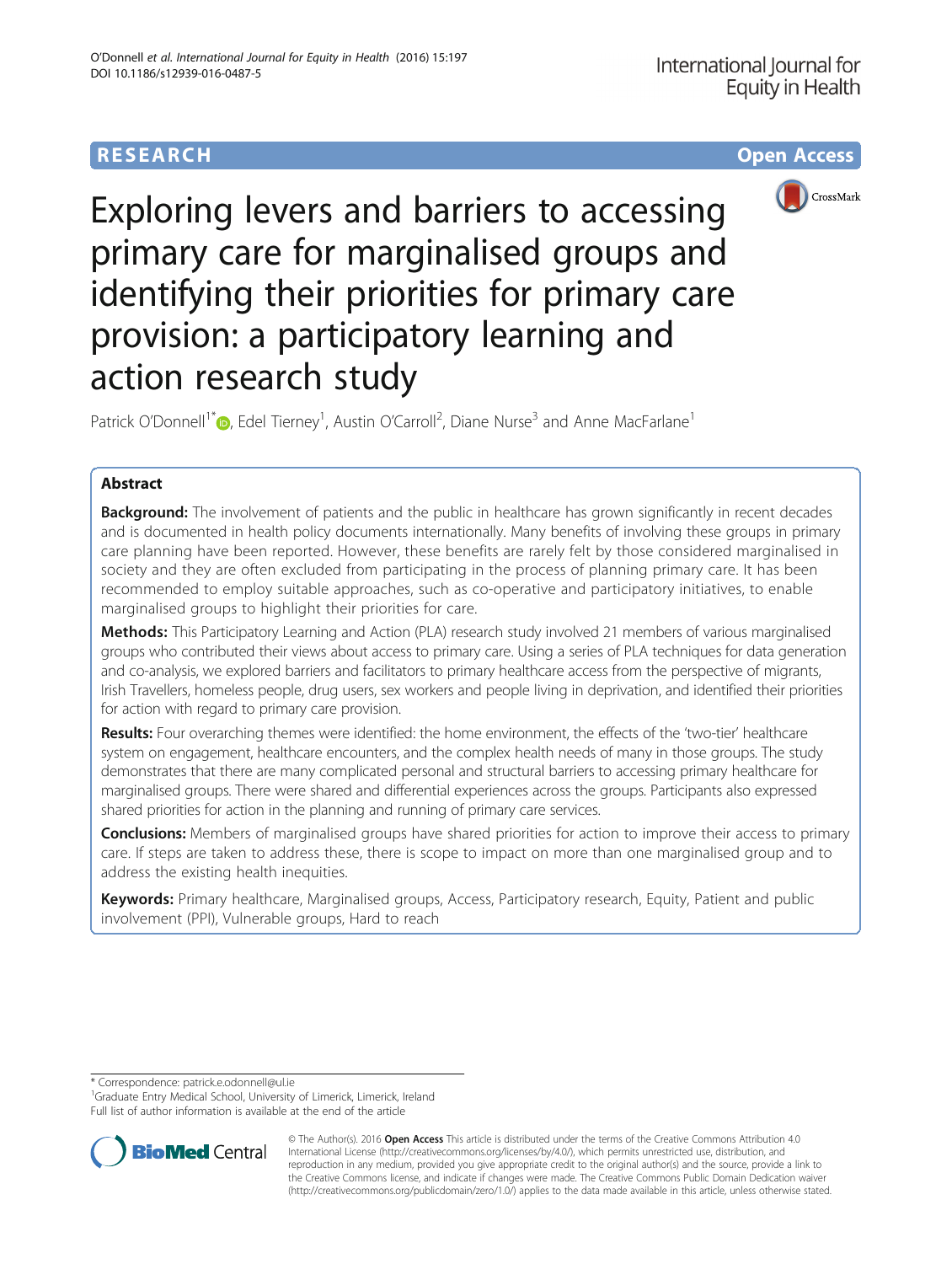RESEARCH

Open Access

# Exploring levers and barriers to accessing primary care for marginalised groups and identifying their priorities for primary care provision: a participatory learning and action research study

Patrick O'Donnell[1*], Edel Tierney[1], Austin O'Carroll[2], Diane Nurse[3] and Anne MacFarlane[1]

## Abstract

**Background:** The involvement of patients and the public in healthcare has grown significantly in recent decades and is documented in health policy documents internationally. Many benefits of involving these groups in primary care planning have been reported. However, these benefits are rarely felt by those considered marginalised in society and they are often excluded from participating in the process of planning primary care. It has been recommended to employ suitable approaches, such as co-operative and participatory initiatives, to enable marginalised groups to highlight their priorities for care.

**Methods:** This Participatory Learning and Action (PLA) research study involved 21 members of various marginalised groups who contributed their views about access to primary care. Using a series of PLA techniques for data generation and co-analysis, we explored barriers and facilitators to primary healthcare access from the perspective of migrants, Irish Travellers, homeless people, drug users, sex workers and people living in deprivation, and identified their priorities for action with regard to primary care provision.

**Results:** Four overarching themes were identified: the home environment, the effects of the 'two-tier' healthcare system on engagement, healthcare encounters, and the complex health needs of many in those groups. The study demonstrates that there are many complicated personal and structural barriers to accessing primary healthcare for marginalised groups. There were shared and differential experiences across the groups. Participants also expressed shared priorities for action in the planning and running of primary care services.

**Conclusions:** Members of marginalised groups have shared priorities for action to improve their access to primary care. If steps are taken to address these, there is scope to impact on more than one marginalised group and to address the existing health inequities.

**Keywords:** Primary healthcare, Marginalised groups, Access, Participatory research, Equity, Patient and public involvement (PPI), Vulnerable groups, Hard to reach

---

\* Correspondence: patrick.e.odonnell@ul.ie
[1]Graduate Entry Medical School, University of Limerick, Limerick, Ireland
Full list of author information is available at the end of the article

© The Author(s). 2016 **Open Access** This article is distributed under the terms of the Creative Commons Attribution 4.0 International License (http://creativecommons.org/licenses/by/4.0/), which permits unrestricted use, distribution, and reproduction in any medium, provided you give appropriate credit to the original author(s) and the source, provide a link to the Creative Commons license, and indicate if changes were made. The Creative Commons Public Domain Dedication waiver (http://creativecommons.org/publicdomain/zero/1.0/) applies to the data made available in this article, unless otherwise stated.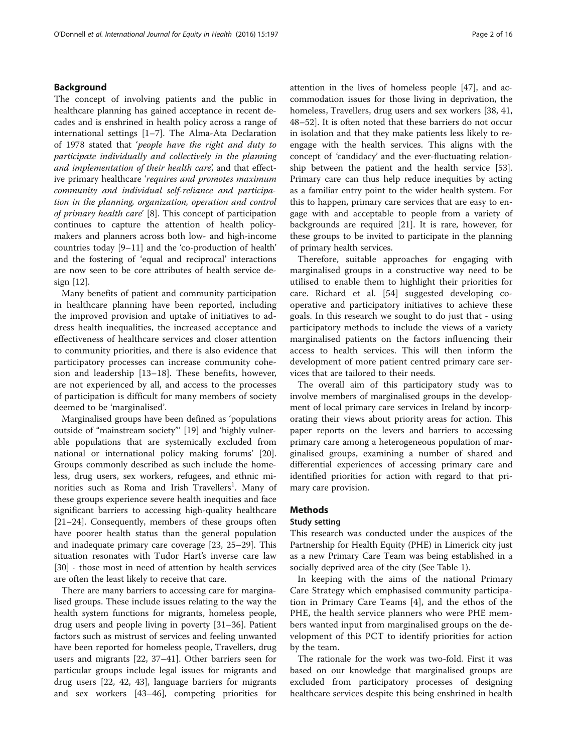## Background

The concept of involving patients and the public in healthcare planning has gained acceptance in recent decades and is enshrined in health policy across a range of international settings [1–7]. The Alma-Ata Declaration of 1978 stated that '*people have the right and duty to participate individually and collectively in the planning and implementation of their health care*', and that effective primary healthcare '*requires and promotes maximum community and individual self-reliance and participation in the planning, organization, operation and control of primary health care*' [8]. This concept of participation continues to capture the attention of health policymakers and planners across both low- and high-income countries today [9–11] and the 'co-production of health' and the fostering of 'equal and reciprocal' interactions are now seen to be core attributes of health service design [12].

Many benefits of patient and community participation in healthcare planning have been reported, including the improved provision and uptake of initiatives to address health inequalities, the increased acceptance and effectiveness of healthcare services and closer attention to community priorities, and there is also evidence that participatory processes can increase community cohesion and leadership [13–18]. These benefits, however, are not experienced by all, and access to the processes of participation is difficult for many members of society deemed to be 'marginalised'.

Marginalised groups have been defined as 'populations outside of "mainstream society"' [19] and 'highly vulnerable populations that are systemically excluded from national or international policy making forums' [20]. Groups commonly described as such include the homeless, drug users, sex workers, refugees, and ethnic minorities such as Roma and Irish Travellers[1]. Many of these groups experience severe health inequities and face significant barriers to accessing high-quality healthcare [21–24]. Consequently, members of these groups often have poorer health status than the general population and inadequate primary care coverage [23, 25–29]. This situation resonates with Tudor Hart's inverse care law [30] - those most in need of attention by health services are often the least likely to receive that care.

There are many barriers to accessing care for marginalised groups. These include issues relating to the way the health system functions for migrants, homeless people, drug users and people living in poverty [31–36]. Patient factors such as mistrust of services and feeling unwanted have been reported for homeless people, Travellers, drug users and migrants [22, 37–41]. Other barriers seen for particular groups include legal issues for migrants and drug users [22, 42, 43], language barriers for migrants and sex workers [43–46], competing priorities for attention in the lives of homeless people [47], and accommodation issues for those living in deprivation, the homeless, Travellers, drug users and sex workers [38, 41, 48–52]. It is often noted that these barriers do not occur in isolation and that they make patients less likely to re-engage with the health services. This aligns with the concept of 'candidacy' and the ever-fluctuating relationship between the patient and the health service [53]. Primary care can thus help reduce inequities by acting as a familiar entry point to the wider health system. For this to happen, primary care services that are easy to engage with and acceptable to people from a variety of backgrounds are required [21]. It is rare, however, for these groups to be invited to participate in the planning of primary health services.

Therefore, suitable approaches for engaging with marginalised groups in a constructive way need to be utilised to enable them to highlight their priorities for care. Richard et al. [54] suggested developing co-operative and participatory initiatives to achieve these goals. In this research we sought to do just that - using participatory methods to include the views of a variety marginalised patients on the factors influencing their access to health services. This will then inform the development of more patient centred primary care services that are tailored to their needs.

The overall aim of this participatory study was to involve members of marginalised groups in the development of local primary care services in Ireland by incorporating their views about priority areas for action. This paper reports on the levers and barriers to accessing primary care among a heterogeneous population of marginalised groups, examining a number of shared and differential experiences of accessing primary care and identified priorities for action with regard to that primary care provision.

## Methods

### Study setting

This research was conducted under the auspices of the Partnership for Health Equity (PHE) in Limerick city just as a new Primary Care Team was being established in a socially deprived area of the city (See Table 1).

In keeping with the aims of the national Primary Care Strategy which emphasised community participation in Primary Care Teams [4], and the ethos of the PHE, the health service planners who were PHE members wanted input from marginalised groups on the development of this PCT to identify priorities for action by the team.

The rationale for the work was two-fold. First it was based on our knowledge that marginalised groups are excluded from participatory processes of designing healthcare services despite this being enshrined in health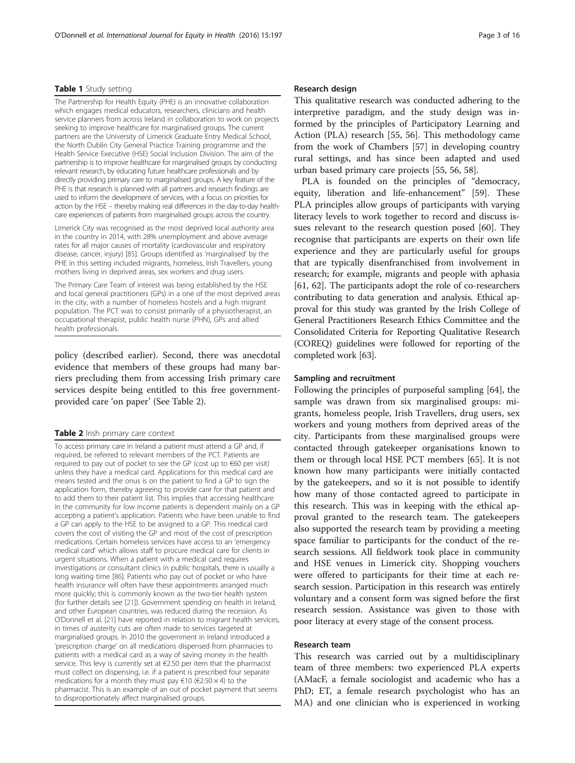**Table 1** Study setting

| |
|---|
| The Partnership for Health Equity (PHE) is an innovative collaboration which engages medical educators, researchers, clinicians and health service planners from across Ireland in collaboration to work on projects seeking to improve healthcare for marginalised groups. The current partners are the University of Limerick Graduate Entry Medical School, the North Dublin City General Practice Training programme and the Health Service Executive (HSE) Social Inclusion Division. The aim of the partnership is to improve healthcare for marginalised groups by conducting relevant research, by educating future healthcare professionals and by directly providing primary care to marginalised groups. A key feature of the PHE is that research is planned with all partners and research findings are used to inform the development of services, with a focus on priorities for action by the HSE – thereby making real differences in the day-to-day healthcare experiences of patients from marginalised groups across the country. |
| Limerick City was recognised as the most deprived local authority area in the country in 2014, with 28% unemployment and above average rates for all major causes of mortality (cardiovascular and respiratory disease, cancer, injury) [85]. Groups identified as 'marginalised' by the PHE in this setting included migrants, homeless, Irish Travellers, young mothers living in deprived areas, sex workers and drug users. |
| The Primary Care Team of interest was being established by the HSE and local general practitioners (GPs) in a one of the most deprived areas in the city, with a number of homeless hostels and a high migrant population. The PCT was to consist primarily of a physiotherapist, an occupational therapist, public health nurse (PHN), GPs and allied health professionals. |

policy (described earlier). Second, there was anecdotal evidence that members of these groups had many barriers precluding them from accessing Irish primary care services despite being entitled to this free government-provided care 'on paper' (See Table 2).

**Table 2** Irish primary care context

| |
|---|
| To access primary care in Ireland a patient must attend a GP and, if required, be referred to relevant members of the PCT. Patients are required to pay out of pocket to see the GP (cost up to €60 per visit) unless they have a medical card. Applications for this medical card are means tested and the onus is on the patient to find a GP to sign the application form, thereby agreeing to provide care for that patient and to add them to their patient list. This implies that accessing healthcare in the community for low income patients is dependent mainly on a GP accepting a patient's application. Patients who have been unable to find a GP can apply to the HSE to be assigned to a GP. This medical card covers the cost of visiting the GP and most of the cost of prescription medications. Certain homeless services have access to an 'emergency medical card' which allows staff to procure medical care for clients in urgent situations. When a patient with a medical card requires investigations or consultant clinics in public hospitals, there is usually a long waiting time [86]. Patients who pay out of pocket or who have health insurance will often have these appointments arranged much more quickly; this is commonly known as the two-tier health system (for further details see [21]). Government spending on health in Ireland, and other European countries, was reduced during the recession. As O'Donnell et al. [21] have reported in relation to migrant health services, in times of austerity cuts are often made to services targeted at marginalised groups. In 2010 the government in Ireland introduced a 'prescription charge' on all medications dispensed from pharmacies to patients with a medical card as a way of saving money in the health service. This levy is currently set at €2.50 per item that the pharmacist must collect on dispensing, i.e. if a patient is prescribed four separate medications for a month they must pay €10 (€2.50 × 4) to the pharmacist. This is an example of an out of pocket payment that seems to disproportionately affect marginalised groups. |

### Research design

This qualitative research was conducted adhering to the interpretive paradigm, and the study design was informed by the principles of Participatory Learning and Action (PLA) research [55, 56]. This methodology came from the work of Chambers [57] in developing country rural settings, and has since been adapted and used urban based primary care projects [55, 56, 58].

PLA is founded on the principles of "democracy, equity, liberation and life-enhancement" [59]. These PLA principles allow groups of participants with varying literacy levels to work together to record and discuss issues relevant to the research question posed [60]. They recognise that participants are experts on their own life experience and they are particularly useful for groups that are typically disenfranchised from involvement in research; for example, migrants and people with aphasia [61, 62]. The participants adopt the role of co-researchers contributing to data generation and analysis. Ethical approval for this study was granted by the Irish College of General Practitioners Research Ethics Committee and the Consolidated Criteria for Reporting Qualitative Research (COREQ) guidelines were followed for reporting of the completed work [63].

### Sampling and recruitment

Following the principles of purposeful sampling [64], the sample was drawn from six marginalised groups: migrants, homeless people, Irish Travellers, drug users, sex workers and young mothers from deprived areas of the city. Participants from these marginalised groups were contacted through gatekeeper organisations known to them or through local HSE PCT members [65]. It is not known how many participants were initially contacted by the gatekeepers, and so it is not possible to identify how many of those contacted agreed to participate in this research. This was in keeping with the ethical approval granted to the research team. The gatekeepers also supported the research team by providing a meeting space familiar to participants for the conduct of the research sessions. All fieldwork took place in community and HSE venues in Limerick city. Shopping vouchers were offered to participants for their time at each research session. Participation in this research was entirely voluntary and a consent form was signed before the first research session. Assistance was given to those with poor literacy at every stage of the consent process.

### Research team

This research was carried out by a multidisciplinary team of three members: two experienced PLA experts (AMacF, a female sociologist and academic who has a PhD; ET, a female research psychologist who has an MA) and one clinician who is experienced in working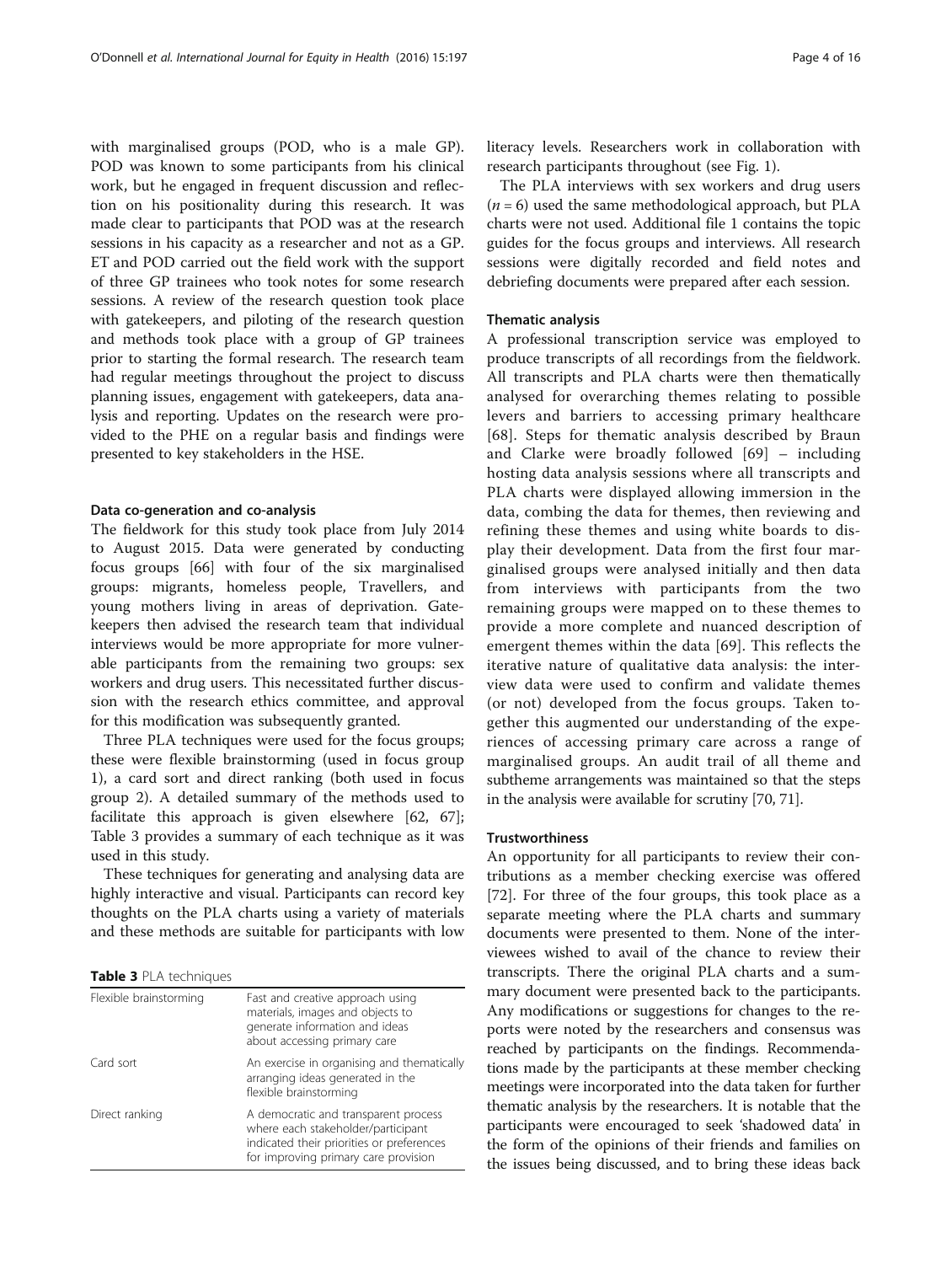with marginalised groups (POD, who is a male GP). POD was known to some participants from his clinical work, but he engaged in frequent discussion and reflection on his positionality during this research. It was made clear to participants that POD was at the research sessions in his capacity as a researcher and not as a GP. ET and POD carried out the field work with the support of three GP trainees who took notes for some research sessions. A review of the research question took place with gatekeepers, and piloting of the research question and methods took place with a group of GP trainees prior to starting the formal research. The research team had regular meetings throughout the project to discuss planning issues, engagement with gatekeepers, data analysis and reporting. Updates on the research were provided to the PHE on a regular basis and findings were presented to key stakeholders in the HSE.

### Data co-generation and co-analysis

The fieldwork for this study took place from July 2014 to August 2015. Data were generated by conducting focus groups [66] with four of the six marginalised groups: migrants, homeless people, Travellers, and young mothers living in areas of deprivation. Gatekeepers then advised the research team that individual interviews would be more appropriate for more vulnerable participants from the remaining two groups: sex workers and drug users. This necessitated further discussion with the research ethics committee, and approval for this modification was subsequently granted.

Three PLA techniques were used for the focus groups; these were flexible brainstorming (used in focus group 1), a card sort and direct ranking (both used in focus group 2). A detailed summary of the methods used to facilitate this approach is given elsewhere [62, 67]; Table 3 provides a summary of each technique as it was used in this study.

These techniques for generating and analysing data are highly interactive and visual. Participants can record key thoughts on the PLA charts using a variety of materials and these methods are suitable for participants with low literacy levels. Researchers work in collaboration with research participants throughout (see Fig. 1).

**Table 3** PLA techniques

| | |
|---|---|
| Flexible brainstorming | Fast and creative approach using materials, images and objects to generate information and ideas about accessing primary care |
| Card sort | An exercise in organising and thematically arranging ideas generated in the flexible brainstorming |
| Direct ranking | A democratic and transparent process where each stakeholder/participant indicated their priorities or preferences for improving primary care provision |

The PLA interviews with sex workers and drug users ($n = 6$) used the same methodological approach, but PLA charts were not used. Additional file 1 contains the topic guides for the focus groups and interviews. All research sessions were digitally recorded and field notes and debriefing documents were prepared after each session.

### Thematic analysis

A professional transcription service was employed to produce transcripts of all recordings from the fieldwork. All transcripts and PLA charts were then thematically analysed for overarching themes relating to possible levers and barriers to accessing primary healthcare [68]. Steps for thematic analysis described by Braun and Clarke were broadly followed [69] – including hosting data analysis sessions where all transcripts and PLA charts were displayed allowing immersion in the data, combing the data for themes, then reviewing and refining these themes and using white boards to display their development. Data from the first four marginalised groups were analysed initially and then data from interviews with participants from the two remaining groups were mapped on to these themes to provide a more complete and nuanced description of emergent themes within the data [69]. This reflects the iterative nature of qualitative data analysis: the interview data were used to confirm and validate themes (or not) developed from the focus groups. Taken together this augmented our understanding of the experiences of accessing primary care across a range of marginalised groups. An audit trail of all theme and subtheme arrangements was maintained so that the steps in the analysis were available for scrutiny [70, 71].

### Trustworthiness

An opportunity for all participants to review their contributions as a member checking exercise was offered [72]. For three of the four groups, this took place as a separate meeting where the PLA charts and summary documents were presented to them. None of the interviewees wished to avail of the chance to review their transcripts. There the original PLA charts and a summary document were presented back to the participants. Any modifications or suggestions for changes to the reports were noted by the researchers and consensus was reached by participants on the findings. Recommendations made by the participants at these member checking meetings were incorporated into the data taken for further thematic analysis by the researchers. It is notable that the participants were encouraged to seek 'shadowed data' in the form of the opinions of their friends and families on the issues being discussed, and to bring these ideas back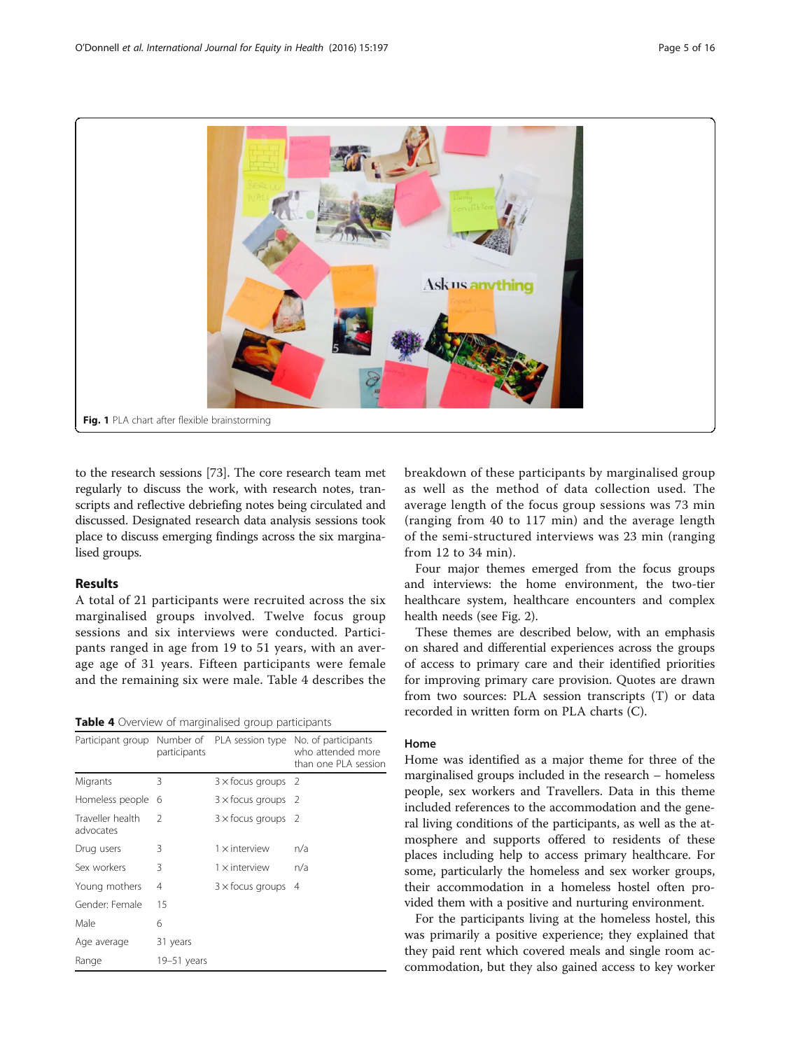Fig. 1 PLA chart after flexible brainstorming

to the research sessions [73]. The core research team met regularly to discuss the work, with research notes, transcripts and reflective debriefing notes being circulated and discussed. Designated research data analysis sessions took place to discuss emerging findings across the six marginalised groups.

## Results

A total of 21 participants were recruited across the six marginalised groups involved. Twelve focus group sessions and six interviews were conducted. Participants ranged in age from 19 to 51 years, with an average age of 31 years. Fifteen participants were female and the remaining six were male. Table 4 describes the breakdown of these participants by marginalised group as well as the method of data collection used. The average length of the focus group sessions was 73 min (ranging from 40 to 117 min) and the average length of the semi-structured interviews was 23 min (ranging from 12 to 34 min).

**Table 4** Overview of marginalised group participants

| Participant group | Number of participants | PLA session type | No. of participants who attended more than one PLA session |
|---|---|---|---|
| Migrants | 3 | 3 × focus groups | 2 |
| Homeless people | 6 | 3 × focus groups | 2 |
| Traveller health advocates | 2 | 3 × focus groups | 2 |
| Drug users | 3 | 1 × interview | n/a |
| Sex workers | 3 | 1 × interview | n/a |
| Young mothers | 4 | 3 × focus groups | 4 |
| Gender: Female | 15 | | |
| Male | 6 | | |
| Age average | 31 years | | |
| Range | 19–51 years | | |

Four major themes emerged from the focus groups and interviews: the home environment, the two-tier healthcare system, healthcare encounters and complex health needs (see Fig. 2).

These themes are described below, with an emphasis on shared and differential experiences across the groups of access to primary care and their identified priorities for improving primary care provision. Quotes are drawn from two sources: PLA session transcripts (T) or data recorded in written form on PLA charts (C).

### Home

Home was identified as a major theme for three of the marginalised groups included in the research – homeless people, sex workers and Travellers. Data in this theme included references to the accommodation and the general living conditions of the participants, as well as the atmosphere and supports offered to residents of these places including help to access primary healthcare. For some, particularly the homeless and sex worker groups, their accommodation in a homeless hostel often provided them with a positive and nurturing environment.

For the participants living at the homeless hostel, this was primarily a positive experience; they explained that they paid rent which covered meals and single room accommodation, but they also gained access to key worker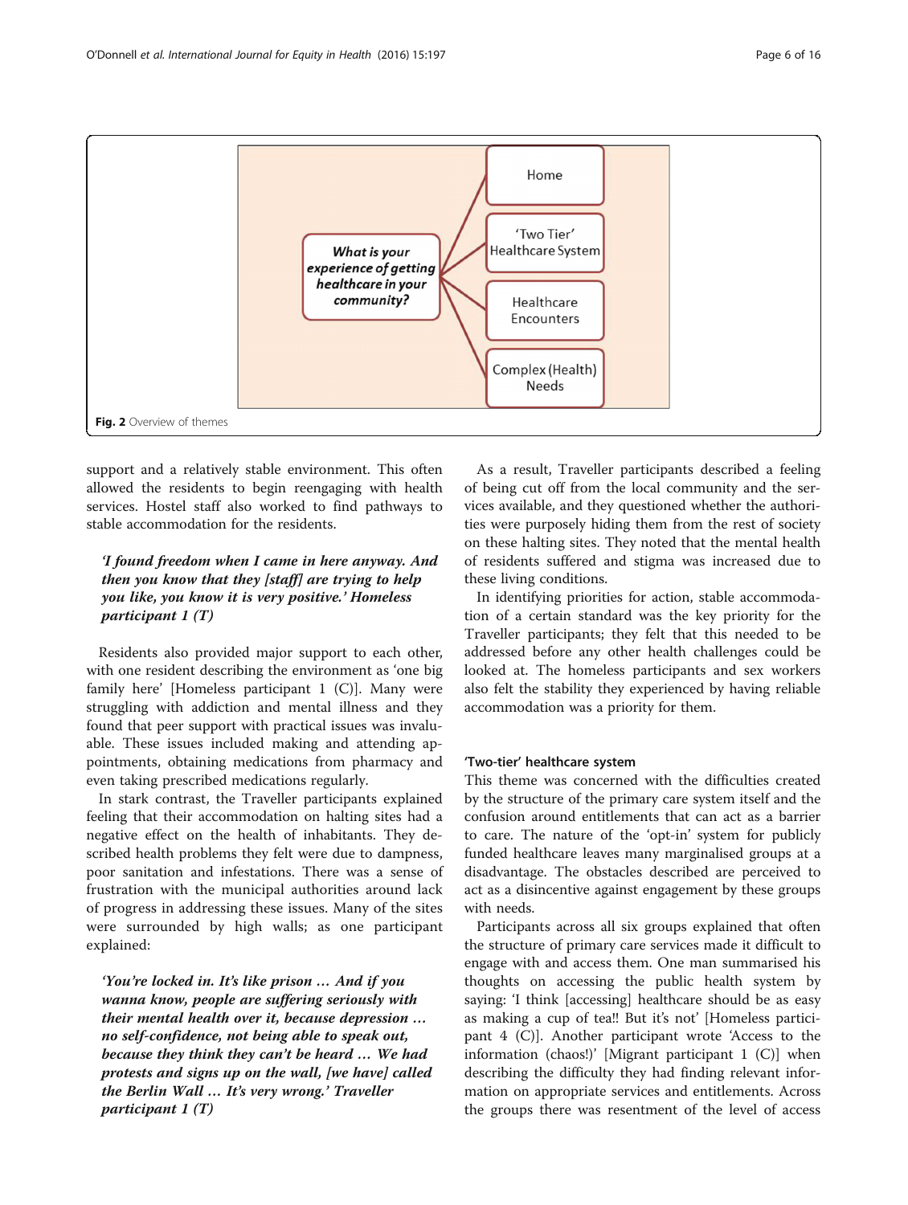What is your experience of getting healthcare in your community?

Home

'Two Tier' Healthcare System

Healthcare Encounters

Complex (Health) Needs

**Fig. 2** Overview of themes

support and a relatively stable environment. This often allowed the residents to begin reengaging with health services. Hostel staff also worked to find pathways to stable accommodation for the residents.

> ***'I found freedom when I came in here anyway. And then you know that they [staff] are trying to help you like, you know it is very positive.' Homeless participant 1 (T)***

Residents also provided major support to each other, with one resident describing the environment as 'one big family here' [Homeless participant 1 (C)]. Many were struggling with addiction and mental illness and they found that peer support with practical issues was invaluable. These issues included making and attending appointments, obtaining medications from pharmacy and even taking prescribed medications regularly.

In stark contrast, the Traveller participants explained feeling that their accommodation on halting sites had a negative effect on the health of inhabitants. They described health problems they felt were due to dampness, poor sanitation and infestations. There was a sense of frustration with the municipal authorities around lack of progress in addressing these issues. Many of the sites were surrounded by high walls; as one participant explained:

> ***'You're locked in. It's like prison … And if you wanna know, people are suffering seriously with their mental health over it, because depression … no self-confidence, not being able to speak out, because they think they can't be heard … We had protests and signs up on the wall, [we have] called the Berlin Wall … It's very wrong.' Traveller participant 1 (T)***

As a result, Traveller participants described a feeling of being cut off from the local community and the services available, and they questioned whether the authorities were purposely hiding them from the rest of society on these halting sites. They noted that the mental health of residents suffered and stigma was increased due to these living conditions.

In identifying priorities for action, stable accommodation of a certain standard was the key priority for the Traveller participants; they felt that this needed to be addressed before any other health challenges could be looked at. The homeless participants and sex workers also felt the stability they experienced by having reliable accommodation was a priority for them.

#### 'Two-tier' healthcare system

This theme was concerned with the difficulties created by the structure of the primary care system itself and the confusion around entitlements that can act as a barrier to care. The nature of the 'opt-in' system for publicly funded healthcare leaves many marginalised groups at a disadvantage. The obstacles described are perceived to act as a disincentive against engagement by these groups with needs.

Participants across all six groups explained that often the structure of primary care services made it difficult to engage with and access them. One man summarised his thoughts on accessing the public health system by saying: 'I think [accessing] healthcare should be as easy as making a cup of tea!! But it's not' [Homeless participant 4 (C)]. Another participant wrote 'Access to the information (chaos!)' [Migrant participant 1 (C)] when describing the difficulty they had finding relevant information on appropriate services and entitlements. Across the groups there was resentment of the level of access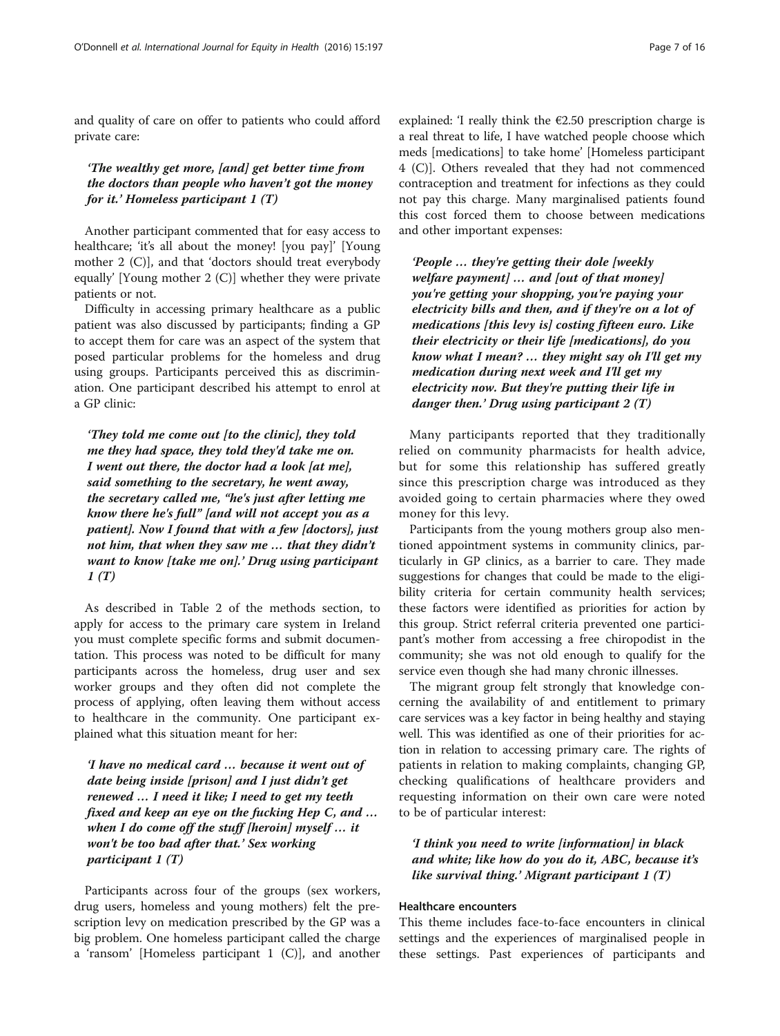and quality of care on offer to patients who could afford private care:

> ***'The wealthy get more, [and] get better time from the doctors than people who haven't got the money for it.' Homeless participant 1 (T)***

Another participant commented that for easy access to healthcare; 'it's all about the money! [you pay]' [Young mother 2 (C)], and that 'doctors should treat everybody equally' [Young mother 2 (C)] whether they were private patients or not.

Difficulty in accessing primary healthcare as a public patient was also discussed by participants; finding a GP to accept them for care was an aspect of the system that posed particular problems for the homeless and drug using groups. Participants perceived this as discrimination. One participant described his attempt to enrol at a GP clinic:

> ***'They told me come out [to the clinic], they told me they had space, they told they'd take me on. I went out there, the doctor had a look [at me], said something to the secretary, he went away, the secretary called me, "he's just after letting me know there he's full" [and will not accept you as a patient]. Now I found that with a few [doctors], just not him, that when they saw me … that they didn't want to know [take me on].' Drug using participant 1 (T)***

As described in Table 2 of the methods section, to apply for access to the primary care system in Ireland you must complete specific forms and submit documentation. This process was noted to be difficult for many participants across the homeless, drug user and sex worker groups and they often did not complete the process of applying, often leaving them without access to healthcare in the community. One participant explained what this situation meant for her:

> ***'I have no medical card … because it went out of date being inside [prison] and I just didn't get renewed … I need it like; I need to get my teeth fixed and keep an eye on the fucking Hep C, and … when I do come off the stuff [heroin] myself … it won't be too bad after that.' Sex working participant 1 (T)***

Participants across four of the groups (sex workers, drug users, homeless and young mothers) felt the prescription levy on medication prescribed by the GP was a big problem. One homeless participant called the charge a 'ransom' [Homeless participant 1 (C)], and another explained: 'I really think the €2.50 prescription charge is a real threat to life, I have watched people choose which meds [medications] to take home' [Homeless participant 4 (C)]. Others revealed that they had not commenced contraception and treatment for infections as they could not pay this charge. Many marginalised patients found this cost forced them to choose between medications and other important expenses:

> ***'People … they're getting their dole [weekly welfare payment] … and [out of that money] you're getting your shopping, you're paying your electricity bills and then, and if they're on a lot of medications [this levy is] costing fifteen euro. Like their electricity or their life [medications], do you know what I mean? … they might say oh I'll get my medication during next week and I'll get my electricity now. But they're putting their life in danger then.' Drug using participant 2 (T)***

Many participants reported that they traditionally relied on community pharmacists for health advice, but for some this relationship has suffered greatly since this prescription charge was introduced as they avoided going to certain pharmacies where they owed money for this levy.

Participants from the young mothers group also mentioned appointment systems in community clinics, particularly in GP clinics, as a barrier to care. They made suggestions for changes that could be made to the eligibility criteria for certain community health services; these factors were identified as priorities for action by this group. Strict referral criteria prevented one participant's mother from accessing a free chiropodist in the community; she was not old enough to qualify for the service even though she had many chronic illnesses.

The migrant group felt strongly that knowledge concerning the availability of and entitlement to primary care services was a key factor in being healthy and staying well. This was identified as one of their priorities for action in relation to accessing primary care. The rights of patients in relation to making complaints, changing GP, checking qualifications of healthcare providers and requesting information on their own care were noted to be of particular interest:

> ***'I think you need to write [information] in black and white; like how do you do it, ABC, because it's like survival thing.' Migrant participant 1 (T)***

#### Healthcare encounters

This theme includes face-to-face encounters in clinical settings and the experiences of marginalised people in these settings. Past experiences of participants and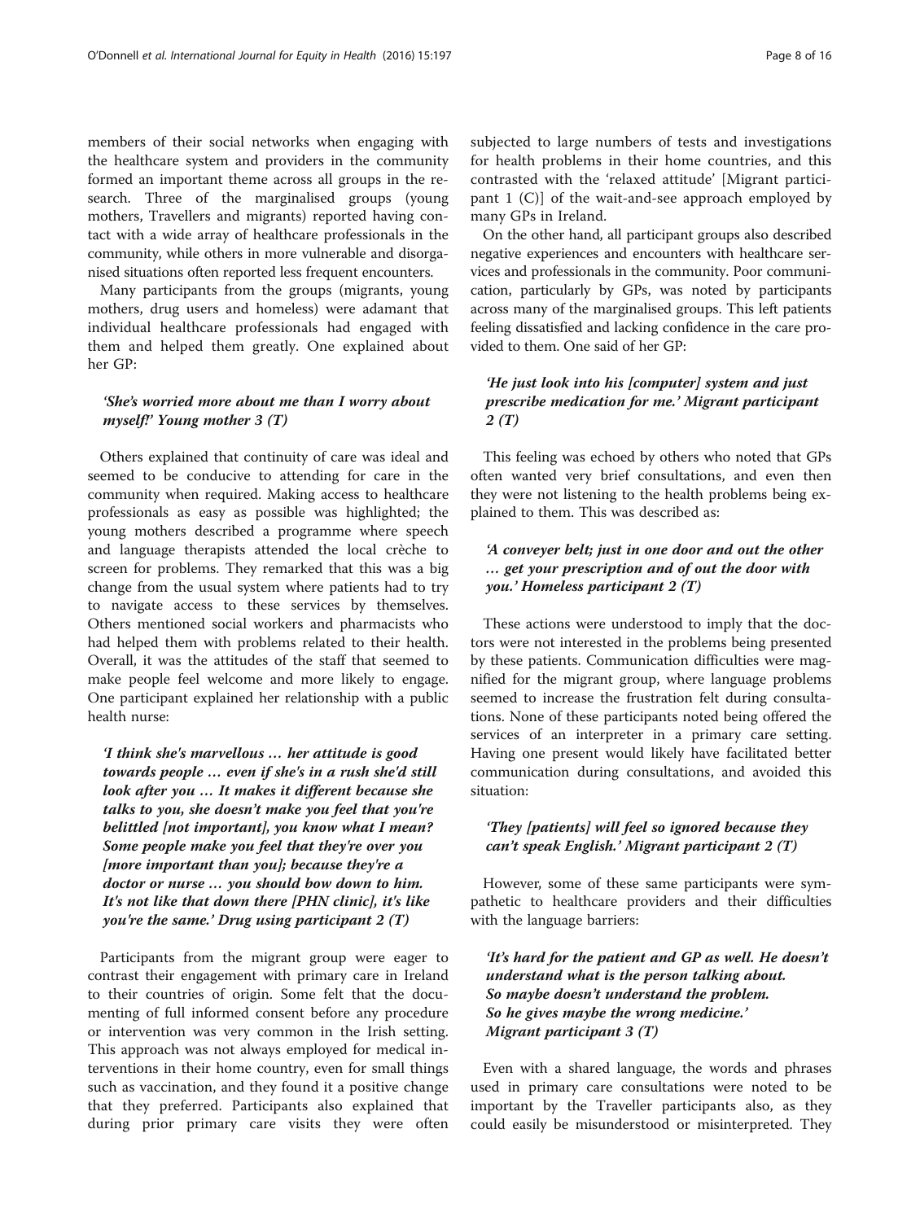members of their social networks when engaging with the healthcare system and providers in the community formed an important theme across all groups in the research. Three of the marginalised groups (young mothers, Travellers and migrants) reported having contact with a wide array of healthcare professionals in the community, while others in more vulnerable and disorganised situations often reported less frequent encounters.

Many participants from the groups (migrants, young mothers, drug users and homeless) were adamant that individual healthcare professionals had engaged with them and helped them greatly. One explained about her GP:

> ***'She's worried more about me than I worry about myself!' Young mother 3 (T)***

Others explained that continuity of care was ideal and seemed to be conducive to attending for care in the community when required. Making access to healthcare professionals as easy as possible was highlighted; the young mothers described a programme where speech and language therapists attended the local crèche to screen for problems. They remarked that this was a big change from the usual system where patients had to try to navigate access to these services by themselves. Others mentioned social workers and pharmacists who had helped them with problems related to their health. Overall, it was the attitudes of the staff that seemed to make people feel welcome and more likely to engage. One participant explained her relationship with a public health nurse:

> ***'I think she's marvellous … her attitude is good towards people … even if she's in a rush she'd still look after you … It makes it different because she talks to you, she doesn't make you feel that you're belittled [not important], you know what I mean? Some people make you feel that they're over you [more important than you]; because they're a doctor or nurse … you should bow down to him. It's not like that down there [PHN clinic], it's like you're the same.' Drug using participant 2 (T)***

Participants from the migrant group were eager to contrast their engagement with primary care in Ireland to their countries of origin. Some felt that the documenting of full informed consent before any procedure or intervention was very common in the Irish setting. This approach was not always employed for medical interventions in their home country, even for small things such as vaccination, and they found it a positive change that they preferred. Participants also explained that during prior primary care visits they were often subjected to large numbers of tests and investigations for health problems in their home countries, and this contrasted with the 'relaxed attitude' [Migrant participant 1 (C)] of the wait-and-see approach employed by many GPs in Ireland.

On the other hand, all participant groups also described negative experiences and encounters with healthcare services and professionals in the community. Poor communication, particularly by GPs, was noted by participants across many of the marginalised groups. This left patients feeling dissatisfied and lacking confidence in the care provided to them. One said of her GP:

> ***'He just look into his [computer] system and just prescribe medication for me.' Migrant participant 2 (T)***

This feeling was echoed by others who noted that GPs often wanted very brief consultations, and even then they were not listening to the health problems being explained to them. This was described as:

> ***'A conveyer belt; just in one door and out the other … get your prescription and of out the door with you.' Homeless participant 2 (T)***

These actions were understood to imply that the doctors were not interested in the problems being presented by these patients. Communication difficulties were magnified for the migrant group, where language problems seemed to increase the frustration felt during consultations. None of these participants noted being offered the services of an interpreter in a primary care setting. Having one present would likely have facilitated better communication during consultations, and avoided this situation:

> ***'They [patients] will feel so ignored because they can't speak English.' Migrant participant 2 (T)***

However, some of these same participants were sympathetic to healthcare providers and their difficulties with the language barriers:

> ***'It's hard for the patient and GP as well. He doesn't understand what is the person talking about.***
> ***So maybe doesn't understand the problem.***
> ***So he gives maybe the wrong medicine.'***
> ***Migrant participant 3 (T)***

Even with a shared language, the words and phrases used in primary care consultations were noted to be important by the Traveller participants also, as they could easily be misunderstood or misinterpreted. They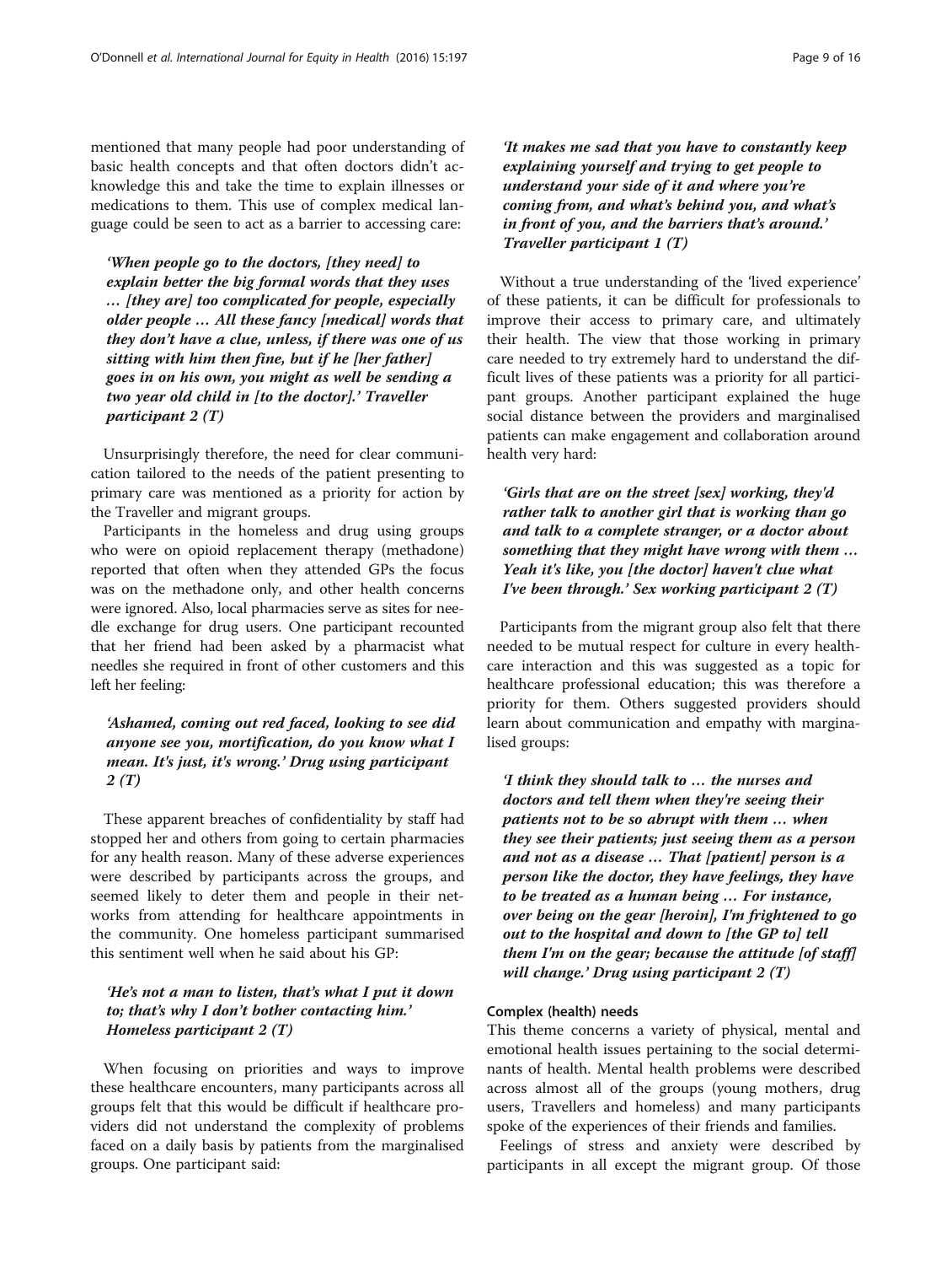mentioned that many people had poor understanding of basic health concepts and that often doctors didn't acknowledge this and take the time to explain illnesses or medications to them. This use of complex medical language could be seen to act as a barrier to accessing care:

> ***'When people go to the doctors, [they need] to explain better the big formal words that they uses … [they are] too complicated for people, especially older people … All these fancy [medical] words that they don't have a clue, unless, if there was one of us sitting with him then fine, but if he [her father] goes in on his own, you might as well be sending a two year old child in [to the doctor].' Traveller participant 2 (T)***

Unsurprisingly therefore, the need for clear communication tailored to the needs of the patient presenting to primary care was mentioned as a priority for action by the Traveller and migrant groups.

Participants in the homeless and drug using groups who were on opioid replacement therapy (methadone) reported that often when they attended GPs the focus was on the methadone only, and other health concerns were ignored. Also, local pharmacies serve as sites for needle exchange for drug users. One participant recounted that her friend had been asked by a pharmacist what needles she required in front of other customers and this left her feeling:

> ***'Ashamed, coming out red faced, looking to see did anyone see you, mortification, do you know what I mean. It's just, it's wrong.' Drug using participant 2 (T)***

These apparent breaches of confidentiality by staff had stopped her and others from going to certain pharmacies for any health reason. Many of these adverse experiences were described by participants across the groups, and seemed likely to deter them and people in their networks from attending for healthcare appointments in the community. One homeless participant summarised this sentiment well when he said about his GP:

> ***'He's not a man to listen, that's what I put it down to; that's why I don't bother contacting him.' Homeless participant 2 (T)***

When focusing on priorities and ways to improve these healthcare encounters, many participants across all groups felt that this would be difficult if healthcare providers did not understand the complexity of problems faced on a daily basis by patients from the marginalised groups. One participant said:

> ***'It makes me sad that you have to constantly keep explaining yourself and trying to get people to understand your side of it and where you're coming from, and what's behind you, and what's in front of you, and the barriers that's around.' Traveller participant 1 (T)***

Without a true understanding of the 'lived experience' of these patients, it can be difficult for professionals to improve their access to primary care, and ultimately their health. The view that those working in primary care needed to try extremely hard to understand the difficult lives of these patients was a priority for all participant groups. Another participant explained the huge social distance between the providers and marginalised patients can make engagement and collaboration around health very hard:

> ***'Girls that are on the street [sex] working, they'd rather talk to another girl that is working than go and talk to a complete stranger, or a doctor about something that they might have wrong with them … Yeah it's like, you [the doctor] haven't clue what I've been through.' Sex working participant 2 (T)***

Participants from the migrant group also felt that there needed to be mutual respect for culture in every healthcare interaction and this was suggested as a topic for healthcare professional education; this was therefore a priority for them. Others suggested providers should learn about communication and empathy with marginalised groups:

> ***'I think they should talk to … the nurses and doctors and tell them when they're seeing their patients not to be so abrupt with them … when they see their patients; just seeing them as a person and not as a disease … That [patient] person is a person like the doctor, they have feelings, they have to be treated as a human being … For instance, over being on the gear [heroin], I'm frightened to go out to the hospital and down to [the GP to] tell them I'm on the gear; because the attitude [of staff] will change.' Drug using participant 2 (T)***

#### Complex (health) needs

This theme concerns a variety of physical, mental and emotional health issues pertaining to the social determinants of health. Mental health problems were described across almost all of the groups (young mothers, drug users, Travellers and homeless) and many participants spoke of the experiences of their friends and families.

Feelings of stress and anxiety were described by participants in all except the migrant group. Of those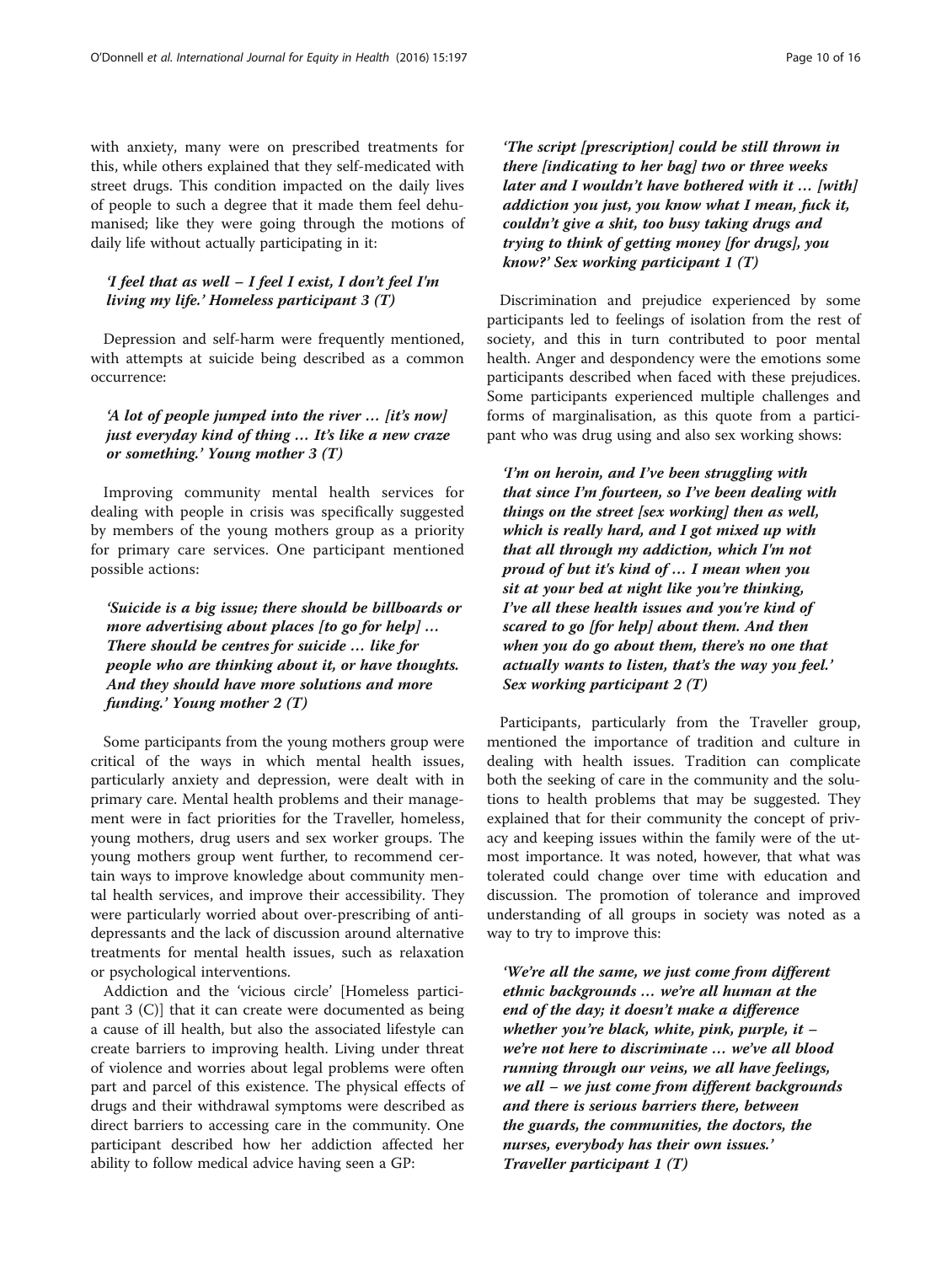with anxiety, many were on prescribed treatments for this, while others explained that they self-medicated with street drugs. This condition impacted on the daily lives of people to such a degree that it made them feel dehumanised; like they were going through the motions of daily life without actually participating in it:

> ***'I feel that as well – I feel I exist, I don't feel I'm living my life.' Homeless participant 3 (T)***

Depression and self-harm were frequently mentioned, with attempts at suicide being described as a common occurrence:

> ***'A lot of people jumped into the river … [it's now] just everyday kind of thing … It's like a new craze or something.' Young mother 3 (T)***

Improving community mental health services for dealing with people in crisis was specifically suggested by members of the young mothers group as a priority for primary care services. One participant mentioned possible actions:

> ***'Suicide is a big issue; there should be billboards or more advertising about places [to go for help] … There should be centres for suicide … like for people who are thinking about it, or have thoughts. And they should have more solutions and more funding.' Young mother 2 (T)***

Some participants from the young mothers group were critical of the ways in which mental health issues, particularly anxiety and depression, were dealt with in primary care. Mental health problems and their management were in fact priorities for the Traveller, homeless, young mothers, drug users and sex worker groups. The young mothers group went further, to recommend certain ways to improve knowledge about community mental health services, and improve their accessibility. They were particularly worried about over-prescribing of antidepressants and the lack of discussion around alternative treatments for mental health issues, such as relaxation or psychological interventions.

Addiction and the 'vicious circle' [Homeless participant 3 (C)] that it can create were documented as being a cause of ill health, but also the associated lifestyle can create barriers to improving health. Living under threat of violence and worries about legal problems were often part and parcel of this existence. The physical effects of drugs and their withdrawal symptoms were described as direct barriers to accessing care in the community. One participant described how her addiction affected her ability to follow medical advice having seen a GP:

> ***'The script [prescription] could be still thrown in there [indicating to her bag] two or three weeks later and I wouldn't have bothered with it … [with] addiction you just, you know what I mean, fuck it, couldn't give a shit, too busy taking drugs and trying to think of getting money [for drugs], you know?' Sex working participant 1 (T)***

Discrimination and prejudice experienced by some participants led to feelings of isolation from the rest of society, and this in turn contributed to poor mental health. Anger and despondency were the emotions some participants described when faced with these prejudices. Some participants experienced multiple challenges and forms of marginalisation, as this quote from a participant who was drug using and also sex working shows:

> ***'I'm on heroin, and I've been struggling with that since I'm fourteen, so I've been dealing with things on the street [sex working] then as well, which is really hard, and I got mixed up with that all through my addiction, which I'm not proud of but it's kind of … I mean when you sit at your bed at night like you're thinking, I've all these health issues and you're kind of scared to go [for help] about them. And then when you do go about them, there's no one that actually wants to listen, that's the way you feel.' Sex working participant 2 (T)***

Participants, particularly from the Traveller group, mentioned the importance of tradition and culture in dealing with health issues. Tradition can complicate both the seeking of care in the community and the solutions to health problems that may be suggested. They explained that for their community the concept of privacy and keeping issues within the family were of the utmost importance. It was noted, however, that what was tolerated could change over time with education and discussion. The promotion of tolerance and improved understanding of all groups in society was noted as a way to try to improve this:

> ***'We're all the same, we just come from different ethnic backgrounds … we're all human at the end of the day; it doesn't make a difference whether you're black, white, pink, purple, it – we're not here to discriminate … we've all blood running through our veins, we all have feelings, we all – we just come from different backgrounds and there is serious barriers there, between the guards, the communities, the doctors, the nurses, everybody has their own issues.' Traveller participant 1 (T)***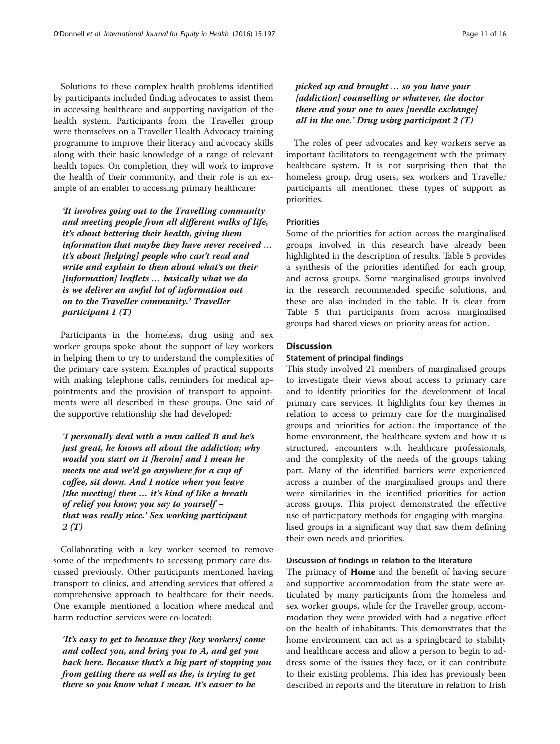Solutions to these complex health problems identified by participants included finding advocates to assist them in accessing healthcare and supporting navigation of the health system. Participants from the Traveller group were themselves on a Traveller Health Advocacy training programme to improve their literacy and advocacy skills along with their basic knowledge of a range of relevant health topics. On completion, they will work to improve the health of their community, and their role is an example of an enabler to accessing primary healthcare:

> ***'It involves going out to the Travelling community and meeting people from all different walks of life, it's about bettering their health, giving them information that maybe they have never received … it's about [helping] people who can't read and write and explain to them about what's on their [information] leaflets … basically what we do is we deliver an awful lot of information out on to the Traveller community.' Traveller participant 1 (T)***

Participants in the homeless, drug using and sex worker groups spoke about the support of key workers in helping them to try to understand the complexities of the primary care system. Examples of practical supports with making telephone calls, reminders for medical appointments and the provision of transport to appointments were all described in these groups. One said of the supportive relationship she had developed:

> ***'I personally deal with a man called B and he's just great, he knows all about the addiction; why would you start on it [heroin] and I mean he meets me and we'd go anywhere for a cup of coffee, sit down. And I notice when you leave [the meeting] then … it's kind of like a breath of relief you know; you say to yourself – that was really nice.' Sex working participant 2 (T)***

Collaborating with a key worker seemed to remove some of the impediments to accessing primary care discussed previously. Other participants mentioned having transport to clinics, and attending services that offered a comprehensive approach to healthcare for their needs. One example mentioned a location where medical and harm reduction services were co-located:

> ***'It's easy to get to because they [key workers] come and collect you, and bring you to A, and get you back here. Because that's a big part of stopping you from getting there as well as the, is trying to get there so you know what I mean. It's easier to be picked up and brought … so you have your [addiction] counselling or whatever, the doctor there and your one to ones [needle exchange] all in the one.' Drug using participant 2 (T)***

The roles of peer advocates and key workers serve as important facilitators to reengagement with the primary healthcare system. It is not surprising then that the homeless group, drug users, sex workers and Traveller participants all mentioned these types of support as priorities.

#### Priorities

Some of the priorities for action across the marginalised groups involved in this research have already been highlighted in the description of results. Table 5 provides a synthesis of the priorities identified for each group, and across groups. Some marginalised groups involved in the research recommended specific solutions, and these are also included in the table. It is clear from Table 5 that participants from across marginalised groups had shared views on priority areas for action.

## Discussion

### Statement of principal findings

This study involved 21 members of marginalised groups to investigate their views about access to primary care and to identify priorities for the development of local primary care services. It highlights four key themes in relation to access to primary care for the marginalised groups and priorities for action: the importance of the home environment, the healthcare system and how it is structured, encounters with healthcare professionals, and the complexity of the needs of the groups taking part. Many of the identified barriers were experienced across a number of the marginalised groups and there were similarities in the identified priorities for action across groups. This project demonstrated the effective use of participatory methods for engaging with marginalised groups in a significant way that saw them defining their own needs and priorities.

#### Discussion of findings in relation to the literature

The primacy of **Home** and the benefit of having secure and supportive accommodation from the state were articulated by many participants from the homeless and sex worker groups, while for the Traveller group, accommodation they were provided with had a negative effect on the health of inhabitants. This demonstrates that the home environment can act as a springboard to stability and healthcare access and allow a person to begin to address some of the issues they face, or it can contribute to their existing problems. This idea has previously been described in reports and the literature in relation to Irish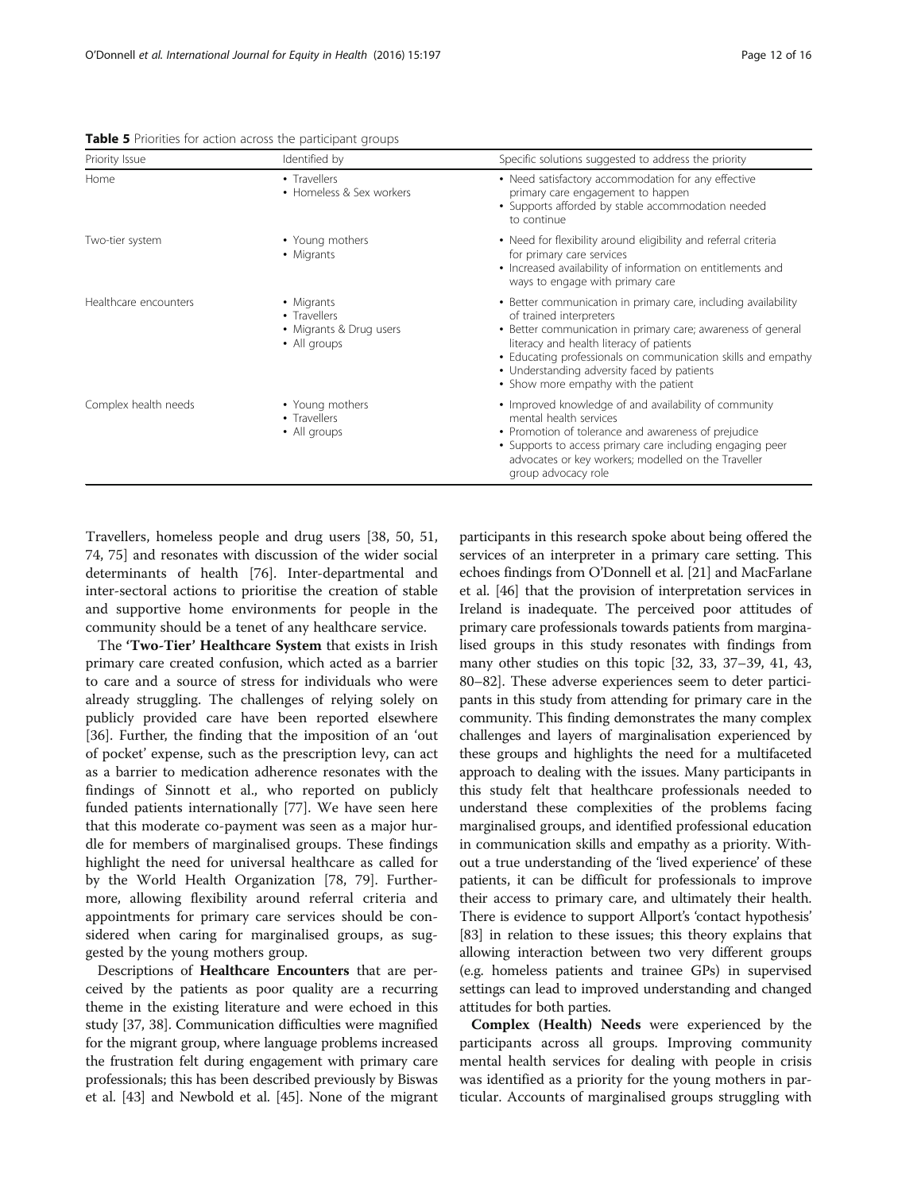**Table 5** Priorities for action across the participant groups

| Priority Issue | Identified by | Specific solutions suggested to address the priority |
| --- | --- | --- |
| Home | • Travellers<br>• Homeless & Sex workers | • Need satisfactory accommodation for any effective primary care engagement to happen<br>• Supports afforded by stable accommodation needed to continue |
| Two-tier system | • Young mothers<br>• Migrants | • Need for flexibility around eligibility and referral criteria for primary care services<br>• Increased availability of information on entitlements and ways to engage with primary care |
| Healthcare encounters | • Migrants<br>• Travellers<br>• Migrants & Drug users<br>• All groups | • Better communication in primary care, including availability of trained interpreters<br>• Better communication in primary care; awareness of general literacy and health literacy of patients<br>• Educating professionals on communication skills and empathy<br>• Understanding adversity faced by patients<br>• Show more empathy with the patient |
| Complex health needs | • Young mothers<br>• Travellers<br>• All groups | • Improved knowledge of and availability of community mental health services<br>• Promotion of tolerance and awareness of prejudice<br>• Supports to access primary care including engaging peer advocates or key workers; modelled on the Traveller group advocacy role |

Travellers, homeless people and drug users [38, 50, 51, 74, 75] and resonates with discussion of the wider social determinants of health [76]. Inter-departmental and inter-sectoral actions to prioritise the creation of stable and supportive home environments for people in the community should be a tenet of any healthcare service.

The **'Two-Tier' Healthcare System** that exists in Irish primary care created confusion, which acted as a barrier to care and a source of stress for individuals who were already struggling. The challenges of relying solely on publicly provided care have been reported elsewhere [36]. Further, the finding that the imposition of an 'out of pocket' expense, such as the prescription levy, can act as a barrier to medication adherence resonates with the findings of Sinnott et al., who reported on publicly funded patients internationally [77]. We have seen here that this moderate co-payment was seen as a major hurdle for members of marginalised groups. These findings highlight the need for universal healthcare as called for by the World Health Organization [78, 79]. Furthermore, allowing flexibility around referral criteria and appointments for primary care services should be considered when caring for marginalised groups, as suggested by the young mothers group.

Descriptions of **Healthcare Encounters** that are perceived by the patients as poor quality are a recurring theme in the existing literature and were echoed in this study [37, 38]. Communication difficulties were magnified for the migrant group, where language problems increased the frustration felt during engagement with primary care professionals; this has been described previously by Biswas et al. [43] and Newbold et al. [45]. None of the migrant participants in this research spoke about being offered the services of an interpreter in a primary care setting. This echoes findings from O'Donnell et al. [21] and MacFarlane et al. [46] that the provision of interpretation services in Ireland is inadequate. The perceived poor attitudes of primary care professionals towards patients from marginalised groups in this study resonates with findings from many other studies on this topic [32, 33, 37–39, 41, 43, 80–82]. These adverse experiences seem to deter participants in this study from attending for primary care in the community. This finding demonstrates the many complex challenges and layers of marginalisation experienced by these groups and highlights the need for a multifaceted approach to dealing with the issues. Many participants in this study felt that healthcare professionals needed to understand these complexities of the problems facing marginalised groups, and identified professional education in communication skills and empathy as a priority. Without a true understanding of the 'lived experience' of these patients, it can be difficult for professionals to improve their access to primary care, and ultimately their health. There is evidence to support Allport's 'contact hypothesis' [83] in relation to these issues; this theory explains that allowing interaction between two very different groups (e.g. homeless patients and trainee GPs) in supervised settings can lead to improved understanding and changed attitudes for both parties.

**Complex (Health) Needs** were experienced by the participants across all groups. Improving community mental health services for dealing with people in crisis was identified as a priority for the young mothers in particular. Accounts of marginalised groups struggling with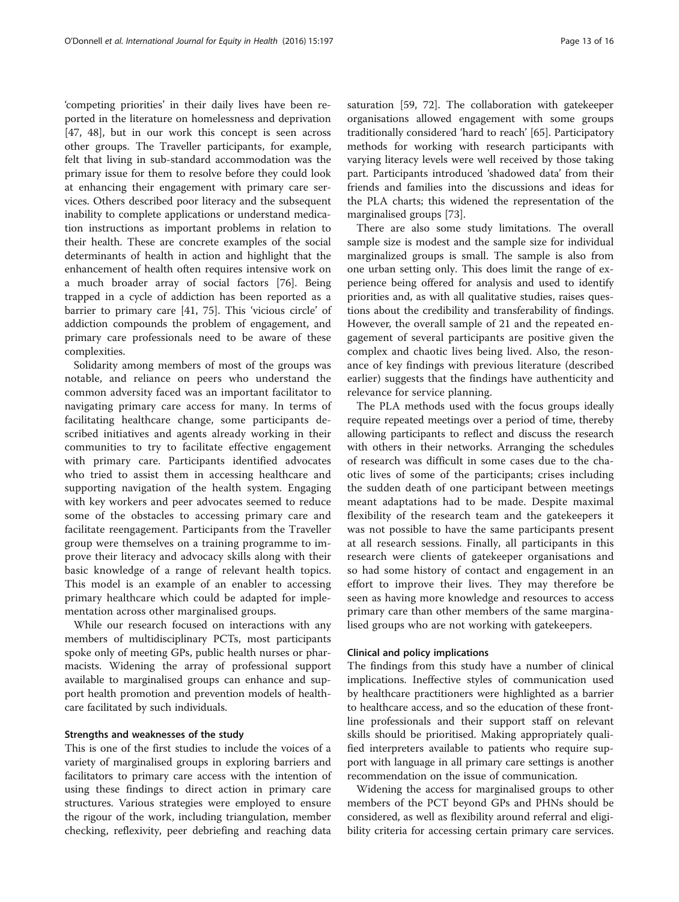'competing priorities' in their daily lives have been reported in the literature on homelessness and deprivation [47, 48], but in our work this concept is seen across other groups. The Traveller participants, for example, felt that living in sub-standard accommodation was the primary issue for them to resolve before they could look at enhancing their engagement with primary care services. Others described poor literacy and the subsequent inability to complete applications or understand medication instructions as important problems in relation to their health. These are concrete examples of the social determinants of health in action and highlight that the enhancement of health often requires intensive work on a much broader array of social factors [76]. Being trapped in a cycle of addiction has been reported as a barrier to primary care [41, 75]. This 'vicious circle' of addiction compounds the problem of engagement, and primary care professionals need to be aware of these complexities.

Solidarity among members of most of the groups was notable, and reliance on peers who understand the common adversity faced was an important facilitator to navigating primary care access for many. In terms of facilitating healthcare change, some participants described initiatives and agents already working in their communities to try to facilitate effective engagement with primary care. Participants identified advocates who tried to assist them in accessing healthcare and supporting navigation of the health system. Engaging with key workers and peer advocates seemed to reduce some of the obstacles to accessing primary care and facilitate reengagement. Participants from the Traveller group were themselves on a training programme to improve their literacy and advocacy skills along with their basic knowledge of a range of relevant health topics. This model is an example of an enabler to accessing primary healthcare which could be adapted for implementation across other marginalised groups.

While our research focused on interactions with any members of multidisciplinary PCTs, most participants spoke only of meeting GPs, public health nurses or pharmacists. Widening the array of professional support available to marginalised groups can enhance and support health promotion and prevention models of healthcare facilitated by such individuals.

### Strengths and weaknesses of the study

This is one of the first studies to include the voices of a variety of marginalised groups in exploring barriers and facilitators to primary care access with the intention of using these findings to direct action in primary care structures. Various strategies were employed to ensure the rigour of the work, including triangulation, member checking, reflexivity, peer debriefing and reaching data saturation [59, 72]. The collaboration with gatekeeper organisations allowed engagement with some groups traditionally considered 'hard to reach' [65]. Participatory methods for working with research participants with varying literacy levels were well received by those taking part. Participants introduced 'shadowed data' from their friends and families into the discussions and ideas for the PLA charts; this widened the representation of the marginalised groups [73].

There are also some study limitations. The overall sample size is modest and the sample size for individual marginalized groups is small. The sample is also from one urban setting only. This does limit the range of experience being offered for analysis and used to identify priorities and, as with all qualitative studies, raises questions about the credibility and transferability of findings. However, the overall sample of 21 and the repeated engagement of several participants are positive given the complex and chaotic lives being lived. Also, the resonance of key findings with previous literature (described earlier) suggests that the findings have authenticity and relevance for service planning.

The PLA methods used with the focus groups ideally require repeated meetings over a period of time, thereby allowing participants to reflect and discuss the research with others in their networks. Arranging the schedules of research was difficult in some cases due to the chaotic lives of some of the participants; crises including the sudden death of one participant between meetings meant adaptations had to be made. Despite maximal flexibility of the research team and the gatekeepers it was not possible to have the same participants present at all research sessions. Finally, all participants in this research were clients of gatekeeper organisations and so had some history of contact and engagement in an effort to improve their lives. They may therefore be seen as having more knowledge and resources to access primary care than other members of the same marginalised groups who are not working with gatekeepers.

### Clinical and policy implications

The findings from this study have a number of clinical implications. Ineffective styles of communication used by healthcare practitioners were highlighted as a barrier to healthcare access, and so the education of these frontline professionals and their support staff on relevant skills should be prioritised. Making appropriately qualified interpreters available to patients who require support with language in all primary care settings is another recommendation on the issue of communication.

Widening the access for marginalised groups to other members of the PCT beyond GPs and PHNs should be considered, as well as flexibility around referral and eligibility criteria for accessing certain primary care services.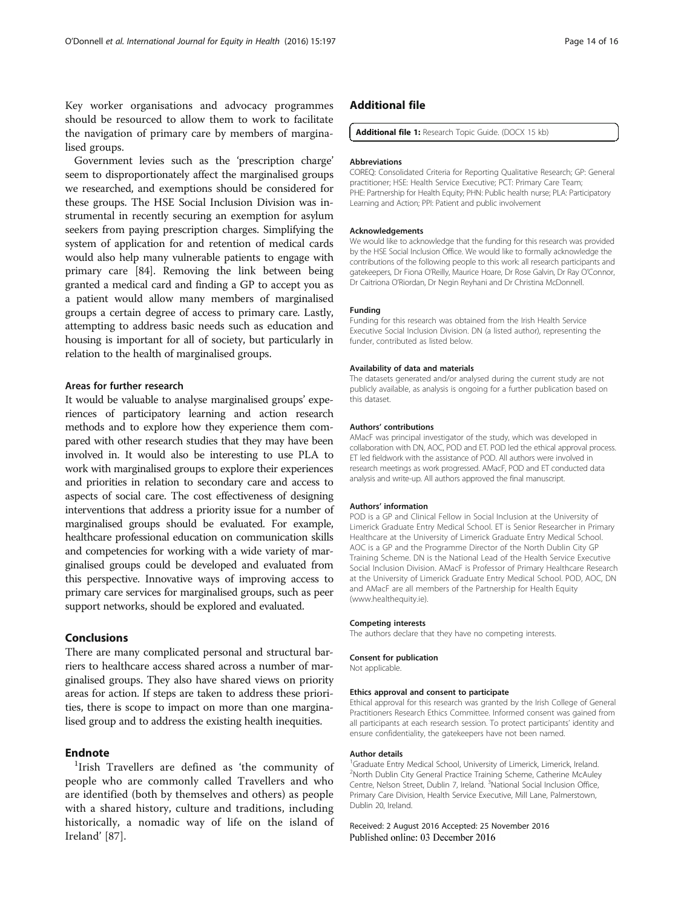Key worker organisations and advocacy programmes should be resourced to allow them to work to facilitate the navigation of primary care by members of marginalised groups.

Government levies such as the 'prescription charge' seem to disproportionately affect the marginalised groups we researched, and exemptions should be considered for these groups. The HSE Social Inclusion Division was instrumental in recently securing an exemption for asylum seekers from paying prescription charges. Simplifying the system of application for and retention of medical cards would also help many vulnerable patients to engage with primary care [84]. Removing the link between being granted a medical card and finding a GP to accept you as a patient would allow many members of marginalised groups a certain degree of access to primary care. Lastly, attempting to address basic needs such as education and housing is important for all of society, but particularly in relation to the health of marginalised groups.

### Areas for further research

It would be valuable to analyse marginalised groups' experiences of participatory learning and action research methods and to explore how they experience them compared with other research studies that they may have been involved in. It would also be interesting to use PLA to work with marginalised groups to explore their experiences and priorities in relation to secondary care and access to aspects of social care. The cost effectiveness of designing interventions that address a priority issue for a number of marginalised groups should be evaluated. For example, healthcare professional education on communication skills and competencies for working with a wide variety of marginalised groups could be developed and evaluated from this perspective. Innovative ways of improving access to primary care services for marginalised groups, such as peer support networks, should be explored and evaluated.

## Conclusions

There are many complicated personal and structural barriers to healthcare access shared across a number of marginalised groups. They also have shared views on priority areas for action. If steps are taken to address these priorities, there is scope to impact on more than one marginalised group and to address the existing health inequities.

## Endnote

[1]Irish Travellers are defined as 'the community of people who are commonly called Travellers and who are identified (both by themselves and others) as people with a shared history, culture and traditions, including historically, a nomadic way of life on the island of Ireland' [87].

## Additional file

**Additional file 1:** Research Topic Guide. (DOCX 15 kb)

#### Abbreviations

COREQ: Consolidated Criteria for Reporting Qualitative Research; GP: General practitioner; HSE: Health Service Executive; PCT: Primary Care Team; PHE: Partnership for Health Equity; PHN: Public health nurse; PLA: Participatory Learning and Action; PPI: Patient and public involvement

#### Acknowledgements

We would like to acknowledge that the funding for this research was provided by the HSE Social Inclusion Office. We would like to formally acknowledge the contributions of the following people to this work: all research participants and gatekeepers, Dr Fiona O'Reilly, Maurice Hoare, Dr Rose Galvin, Dr Ray O'Connor, Dr Caitriona O'Riordan, Dr Negin Reyhani and Dr Christina McDonnell.

#### Funding

Funding for this research was obtained from the Irish Health Service Executive Social Inclusion Division. DN (a listed author), representing the funder, contributed as listed below.

#### Availability of data and materials

The datasets generated and/or analysed during the current study are not publicly available, as analysis is ongoing for a further publication based on this dataset.

#### Authors' contributions

AMacF was principal investigator of the study, which was developed in collaboration with DN, AOC, POD and ET. POD led the ethical approval process. ET led fieldwork with the assistance of POD. All authors were involved in research meetings as work progressed. AMacF, POD and ET conducted data analysis and write-up. All authors approved the final manuscript.

#### Authors' information

POD is a GP and Clinical Fellow in Social Inclusion at the University of Limerick Graduate Entry Medical School. ET is Senior Researcher in Primary Healthcare at the University of Limerick Graduate Entry Medical School. AOC is a GP and the Programme Director of the North Dublin City GP Training Scheme. DN is the National Lead of the Health Service Executive Social Inclusion Division. AMacF is Professor of Primary Healthcare Research at the University of Limerick Graduate Entry Medical School. POD, AOC, DN and AMacF are all members of the Partnership for Health Equity (www.healthequity.ie).

#### Competing interests

The authors declare that they have no competing interests.

#### Consent for publication

Not applicable.

#### Ethics approval and consent to participate

Ethical approval for this research was granted by the Irish College of General Practitioners Research Ethics Committee. Informed consent was gained from all participants at each research session. To protect participants' identity and ensure confidentiality, the gatekeepers have not been named.

#### Author details

[1]Graduate Entry Medical School, University of Limerick, Limerick, Ireland. [2]North Dublin City General Practice Training Scheme, Catherine McAuley Centre, Nelson Street, Dublin 7, Ireland. [3]National Social Inclusion Office, Primary Care Division, Health Service Executive, Mill Lane, Palmerstown, Dublin 20, Ireland.

Received: 2 August 2016 Accepted: 25 November 2016
Published online: 03 December 2016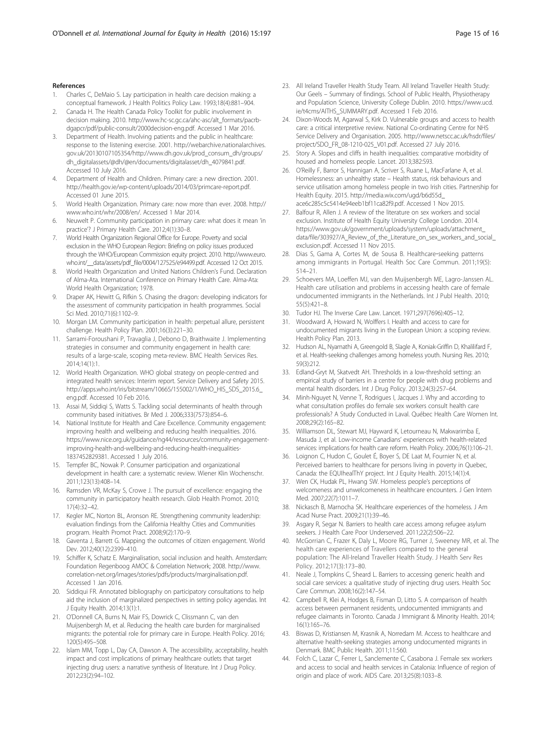## References

1. Charles C, DeMaio S. Lay participation in health care decision making: a conceptual framework. J Health Politics Policy Law. 1993;18(4):881–904.
2. Canada H. The Health Canada Policy Toolkit for public involvement in decision making. 2010. http://www.hc-sc.gc.ca/ahc-asc/alt_formats/pacrb-dgapcr/pdf/public-consult/2000decision-eng.pdf. Accessed 1 Mar 2016.
3. Department of Health. Involving patients and the public in healthcare: response to the listening exercise. 2001. http://webarchive.nationalarchives.gov.uk/20130107105354/http://www.dh.gov.uk/prod_consum_dh/groups/dh_digitalassets/@dh/@en/documents/digitalasset/dh_4079841.pdf. Accessed 10 July 2016.
4. Department of Health and Children. Primary care: a new direction. 2001. http://health.gov.ie/wp-content/uploads/2014/03/primcare-report.pdf. Accessed 01 June 2015.
5. World Health Organization. Primary care: now more than ever. 2008. http://www.who.int/whr/2008/en/. Accessed 1 Mar 2014.
6. Neuwelt P. Community participation in primary care: what does it mean 'in practice'? J Primary Health Care. 2012;4(1):30–8.
7. World Health Organization Regional Office for Europe. Poverty and social exclusion in the WHO European Region: Briefing on policy issues produced through the WHO/European Commission equity project. 2010. http://www.euro.who.int/__data/assets/pdf_file/0004/127525/e94499.pdf. Accessed 12 Oct 2015.
8. World Health Organization and United Nations Children's Fund. Declaration of Alma-Ata. International Conference on Primary Health Care. Alma-Ata: World Health Organization; 1978.
9. Draper AK, Hewitt G, Rifkin S. Chasing the dragon: developing indicators for the assessment of community participation in health programmes. Social Sci Med. 2010;71(6):1102–9.
10. Morgan LM. Community participation in health: perpetual allure, persistent challenge. Health Policy Plan. 2001;16(3):221–30.
11. Sarrami-Foroushani P, Travaglia J, Debono D, Braithwaite J. Implementing strategies in consumer and community engagement in health care: results of a large-scale, scoping meta-review. BMC Health Services Res. 2014;14(1):1.
12. World Health Organization. WHO global strategy on people-centred and integrated health services: Interim report. Service Delivery and Safety 2015. http://apps.who.int/iris/bitstream/10665/155002/1/WHO_HIS_SDS_2015.6_eng.pdf. Accessed 10 Feb 2016.
13. Assai M, Siddiqi S, Watts S. Tackling social determinants of health through community based initiatives. Br Med J. 2006;333(7573):854–6.
14. National Institute for Health and Care Excellence. Community engagement: improving health and wellbeing and reducing health inequalities. 2016. https://www.nice.org.uk/guidance/ng44/resources/community-engagement-improving-health-and-wellbeing-and-reducing-health-inequalities-1837452829381. Accessed 1 July 2016.
15. Tempfer BC, Nowak P. Consumer participation and organizational development in health care: a systematic review. Wiener Klin Wochenschr. 2011;123(13):408–14.
16. Ramsden VR, McKay S, Crowe J. The pursuit of excellence: engaging the community in participatory health research. Glob Health Promot. 2010;17(4):32–42.
17. Kegler MC, Norton BL, Aronson RE. Strengthening community leadership: evaluation findings from the California Healthy Cities and Communities program. Health Promot Pract. 2008;9(2):170–9.
18. Gaventa J, Barrett G. Mapping the outcomes of citizen engagement. World Dev. 2012;40(12):2399–410.
19. Schiffer K, Schatz E. Marginalisation, social inclusion and health. Amsterdam: Foundation Regenboog AMOC & Correlation Network; 2008. http://www.correlation-net.org/images/stories/pdfs/products/marginalisation.pdf. Accessed 1 Jan 2016.
20. Siddiqui FR. Annotated bibliography on participatory consultations to help aid the inclusion of marginalized perspectives in setting policy agendas. Int J Equity Health. 2014;13(1):1.
21. O'Donnell CA, Burns N, Mair FS, Dowrick C, Clissmann C, van den Muijsenbergh M, et al. Reducing the health care burden for marginalised migrants: the potential role for primary care in Europe. Health Policy. 2016;120(5):495–508.
22. Islam MM, Topp L, Day CA, Dawson A. The accessibility, acceptability, health impact and cost implications of primary healthcare outlets that target injecting drug users: a narrative synthesis of literature. Int J Drug Policy. 2012;23(2):94–102.
23. All Ireland Traveller Health Study Team. All Ireland Traveller Health Study: Our Geels – Summary of findings. School of Public Health, Physiotherapy and Population Science, University College Dublin. 2010. https://www.ucd.ie/t4cms/AITHS_SUMMARY.pdf. Accessed 1 Feb 2016.
24. Dixon-Woods M, Agarwal S, Kirk D. Vulnerable groups and access to health care: a critical interpretive review. National Co-ordinating Centre for NHS Service Delivery and Organisation. 2005. http://www.netscc.ac.uk/hsdr/files/project/SDO_FR_08-1210-025_V01.pdf. Accessed 27 July 2016.
25. Story A. Slopes and cliffs in health inequalities: comparative morbidity of housed and homeless people. Lancet. 2013;382:S93.
26. O'Reilly F, Barror S, Hannigan A, Scriver S, Ruane L, MacFarlane A, et al. Homelessness: an unhealthy state – Health status, risk behaviours and service utilisation among homeless people in two Irish cities. Partnership for Health Equity. 2015. http://media.wix.com/ugd/b6d55d_ace6c285c5c5414e94eeb1bf11ca82f9.pdf. Accessed 1 Nov 2015.
27. Balfour R, Allen J. A review of the literature on sex workers and social exclusion. Institute of Health Equity University College London. 2014. https://www.gov.uk/government/uploads/system/uploads/attachment_data/file/303927/A_Review_of_the_Literature_on_sex_workers_and_social_exclusion.pdf. Accessed 11 Nov 2015.
28. Dias S, Gama A, Cortes M, de Sousa B. Healthcare-seeking patterns among immigrants in Portugal. Health Soc Care Commun. 2011;19(5):514–21.
29. Schoevers MA, Loeffen MJ, van den Muijsenbergh ME, Lagro-Janssen AL. Health care utilisation and problems in accessing health care of female undocumented immigrants in the Netherlands. Int J Publ Health. 2010;55(5):421–8.
30. Tudor HJ. The Inverse Care Law. Lancet. 1971;297(7696):405–12.
31. Woodward A, Howard N, Wolffers I. Health and access to care for undocumented migrants living in the European Union: a scoping review. Health Policy Plan. 2013.
32. Hudson AL, Nyamathi A, Greengold B, Slagle A, Koniak-Griffin D, Khalilifard F, et al. Health-seeking challenges among homeless youth. Nursing Res. 2010;59(3):212.
33. Edland-Gryt M, Skatvedt AH. Thresholds in a low-threshold setting: an empirical study of barriers in a centre for people with drug problems and mental health disorders. Int J Drug Policy. 2013;24(3):257–64.
34. Minh-Nguyet N, Venne T, Rodrigues I, Jacques J. Why and according to what consultation profiles do female sex workers consult health care professionals? A Study Conducted in Laval. Québec Health Care Women Int. 2008;29(2):165–82.
35. Williamson DL, Stewart MJ, Hayward K, Letourneau N, Makwarimba E, Masuda J, et al. Low-income Canadians' experiences with health-related services: implications for health care reform. Health Policy. 2006;76(1):106–21.
36. Loignon C, Hudon C, Goulet É, Boyer S, DE Laat M, Fournier N, et al. Perceived barriers to healthcare for persons living in poverty in Quebec, Canada: the EQUIhealThY project. Int J Equity Health. 2015;14(1):4.
37. Wen CK, Hudak PL, Hwang SW. Homeless people's perceptions of welcomeness and unwelcomeness in healthcare encounters. J Gen Intern Med. 2007;22(7):1011–7.
38. Nickasch B, Marnocha SK. Healthcare experiences of the homeless. J Am Acad Nurse Pract. 2009;21(1):39–46.
39. Asgary R, Segar N. Barriers to health care access among refugee asylum seekers. J Health Care Poor Underserved. 2011;22(2):506–22.
40. McGorrian C, Frazer K, Daly L, Moore RG, Turner J, Sweeney MR, et al. The health care experiences of Travellers compared to the general population: The All-Ireland Traveller Health Study. J Health Serv Res Policy. 2012;17(3):173–80.
41. Neale J, Tompkins C, Sheard L. Barriers to accessing generic health and social care services: a qualitative study of injecting drug users. Health Soc Care Commun. 2008;16(2):147–54.
42. Campbell R, Klei A, Hodges B, Fisman D, Litto S. A comparison of health access between permanent residents, undocumented immigrants and refugee claimants in Toronto. Canada J Immigrant & Minority Health. 2014;16(1):165–76.
43. Biswas D, Kristiansen M, Krasnik A, Norredam M. Access to healthcare and alternative health-seeking strategies among undocumented migrants in Denmark. BMC Public Health. 2011;11:560.
44. Folch C, Lazar C, Ferrer L, Sanclemente C, Casabona J. Female sex workers and access to social and health services in Catalonia: Influence of region of origin and place of work. AIDS Care. 2013;25(8):1033–8.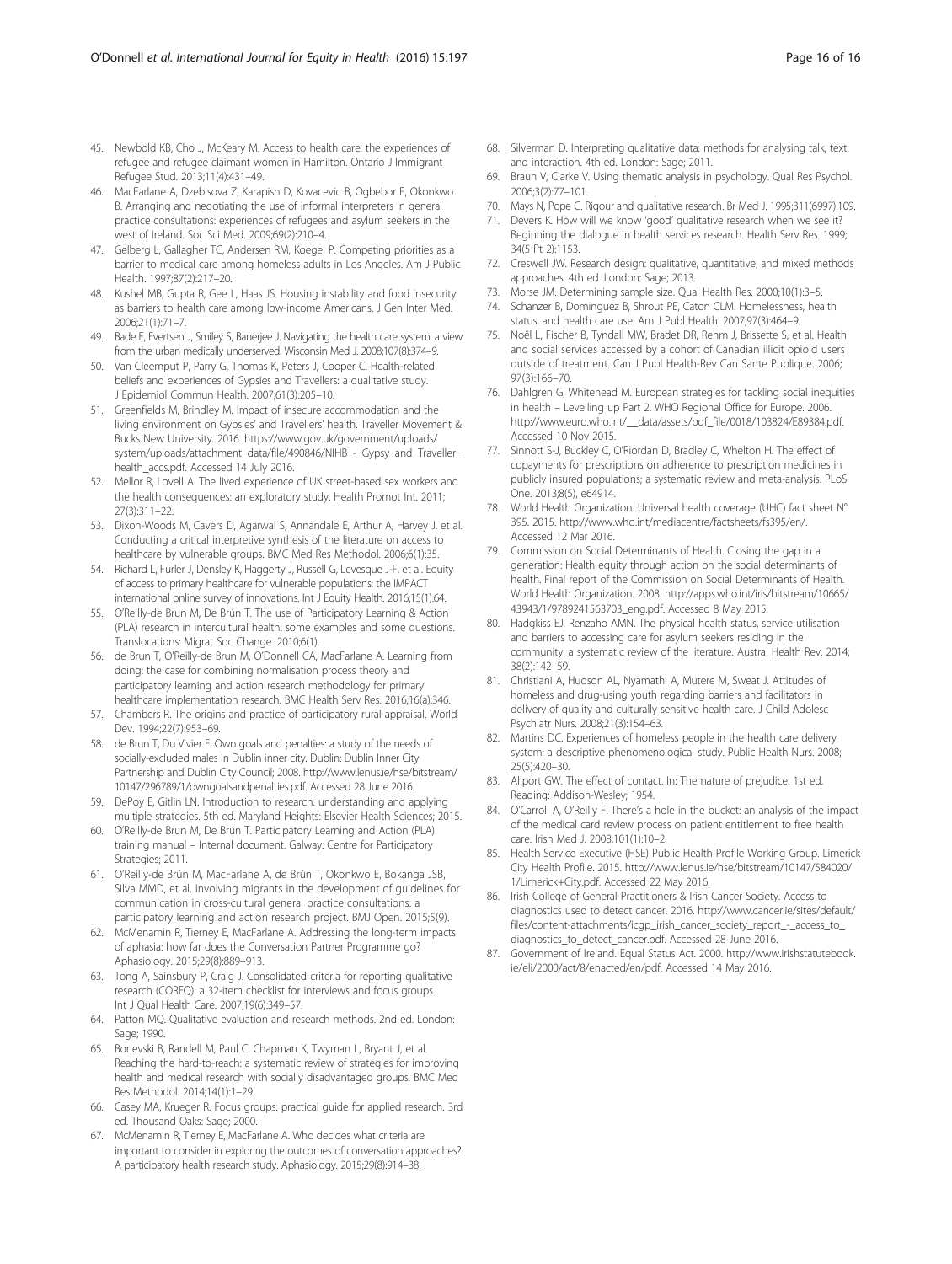45. Newbold KB, Cho J, McKeary M. Access to health care: the experiences of refugee and refugee claimant women in Hamilton. Ontario J Immigrant Refugee Stud. 2013;11(4):431–49.
46. MacFarlane A, Dzebisova Z, Karapish D, Kovacevic B, Ogbebor F, Okonkwo B. Arranging and negotiating the use of informal interpreters in general practice consultations: experiences of refugees and asylum seekers in the west of Ireland. Soc Sci Med. 2009;69(2):210–4.
47. Gelberg L, Gallagher TC, Andersen RM, Koegel P. Competing priorities as a barrier to medical care among homeless adults in Los Angeles. Am J Public Health. 1997;87(2):217–20.
48. Kushel MB, Gupta R, Gee L, Haas JS. Housing instability and food insecurity as barriers to health care among low-income Americans. J Gen Inter Med. 2006;21(1):71–7.
49. Bade E, Evertsen J, Smiley S, Banerjee J. Navigating the health care system: a view from the urban medically underserved. Wisconsin Med J. 2008;107(8):374–9.
50. Van Cleemput P, Parry G, Thomas K, Peters J, Cooper C. Health-related beliefs and experiences of Gypsies and Travellers: a qualitative study. J Epidemiol Commun Health. 2007;61(3):205–10.
51. Greenfields M, Brindley M. Impact of insecure accommodation and the living environment on Gypsies' and Travellers' health. Traveller Movement & Bucks New University. 2016. https://www.gov.uk/government/uploads/system/uploads/attachment_data/file/490846/NIHB_-_Gypsy_and_Traveller_health_accs.pdf. Accessed 14 July 2016.
52. Mellor R, Lovell A. The lived experience of UK street-based sex workers and the health consequences: an exploratory study. Health Promot Int. 2011;27(3):311–22.
53. Dixon-Woods M, Cavers D, Agarwal S, Annandale E, Arthur A, Harvey J, et al. Conducting a critical interpretive synthesis of the literature on access to healthcare by vulnerable groups. BMC Med Res Methodol. 2006;6(1):35.
54. Richard L, Furler J, Densley K, Haggerty J, Russell G, Levesque J-F, et al. Equity of access to primary healthcare for vulnerable populations: the IMPACT international online survey of innovations. Int J Equity Health. 2016;15(1):64.
55. O'Reilly-de Brun M, De Brún T. The use of Participatory Learning & Action (PLA) research in intercultural health: some examples and some questions. Translocations: Migrat Soc Change. 2010;6(1).
56. de Brun T, O'Reilly-de Brun M, O'Donnell CA, MacFarlane A. Learning from doing: the case for combining normalisation process theory and participatory learning and action research methodology for primary healthcare implementation research. BMC Health Serv Res. 2016;16(a):346.
57. Chambers R. The origins and practice of participatory rural appraisal. World Dev. 1994;22(7):953–69.
58. de Brun T, Du Vivier E. Own goals and penalties: a study of the needs of socially-excluded males in Dublin inner city. Dublin: Dublin Inner City Partnership and Dublin City Council; 2008. http://www.lenus.ie/hse/bitstream/10147/296789/1/owngoalsandpenalties.pdf. Accessed 28 June 2016.
59. DePoy E, Gitlin LN. Introduction to research: understanding and applying multiple strategies. 5th ed. Maryland Heights: Elsevier Health Sciences; 2015.
60. O'Reilly-de Brun M, De Brún T. Participatory Learning and Action (PLA) training manual – Internal document. Galway: Centre for Participatory Strategies; 2011.
61. O'Reilly-de Brún M, MacFarlane A, de Brún T, Okonkwo E, Bokanga JSB, Silva MMD, et al. Involving migrants in the development of guidelines for communication in cross-cultural general practice consultations: a participatory learning and action research project. BMJ Open. 2015;5(9).
62. McMenamin R, Tierney E, MacFarlane A. Addressing the long-term impacts of aphasia: how far does the Conversation Partner Programme go? Aphasiology. 2015;29(8):889–913.
63. Tong A, Sainsbury P, Craig J. Consolidated criteria for reporting qualitative research (COREQ): a 32-item checklist for interviews and focus groups. Int J Qual Health Care. 2007;19(6):349–57.
64. Patton MQ. Qualitative evaluation and research methods. 2nd ed. London: Sage; 1990.
65. Bonevski B, Randell M, Paul C, Chapman K, Twyman L, Bryant J, et al. Reaching the hard-to-reach: a systematic review of strategies for improving health and medical research with socially disadvantaged groups. BMC Med Res Methodol. 2014;14(1):1–29.
66. Casey MA, Krueger R. Focus groups: practical guide for applied research. 3rd ed. Thousand Oaks: Sage; 2000.
67. McMenamin R, Tierney E, MacFarlane A. Who decides what criteria are important to consider in exploring the outcomes of conversation approaches? A participatory health research study. Aphasiology. 2015;29(8):914–38.
68. Silverman D. Interpreting qualitative data: methods for analysing talk, text and interaction. 4th ed. London: Sage; 2011.
69. Braun V, Clarke V. Using thematic analysis in psychology. Qual Res Psychol. 2006;3(2):77–101.
70. Mays N, Pope C. Rigour and qualitative research. Br Med J. 1995;311(6997):109.
71. Devers K. How will we know 'good' qualitative research when we see it? Beginning the dialogue in health services research. Health Serv Res. 1999;34(5 Pt 2):1153.
72. Creswell JW. Research design: qualitative, quantitative, and mixed methods approaches. 4th ed. London: Sage; 2013.
73. Morse JM. Determining sample size. Qual Health Res. 2000;10(1):3–5.
74. Schanzer B, Dominguez B, Shrout PE, Caton CLM. Homelessness, health status, and health care use. Am J Publ Health. 2007;97(3):464–9.
75. Noël L, Fischer B, Tyndall MW, Bradet DR, Rehm J, Brissette S, et al. Health and social services accessed by a cohort of Canadian illicit opioid users outside of treatment. Can J Publ Health-Rev Can Sante Publique. 2006;97(3):166–70.
76. Dahlgren G, Whitehead M. European strategies for tackling social inequities in health – Levelling up Part 2. WHO Regional Office for Europe. 2006. http://www.euro.who.int/__data/assets/pdf_file/0018/103824/E89384.pdf. Accessed 10 Nov 2015.
77. Sinnott S-J, Buckley C, O'Riordan D, Bradley C, Whelton H. The effect of copayments for prescriptions on adherence to prescription medicines in publicly insured populations; a systematic review and meta-analysis. PLoS One. 2013;8(5), e64914.
78. World Health Organization. Universal health coverage (UHC) fact sheet N° 395. 2015. http://www.who.int/mediacentre/factsheets/fs395/en/. Accessed 12 Mar 2016.
79. Commission on Social Determinants of Health. Closing the gap in a generation: Health equity through action on the social determinants of health. Final report of the Commission on Social Determinants of Health. World Health Organization. 2008. http://apps.who.int/iris/bitstream/10665/43943/1/9789241563703_eng.pdf. Accessed 8 May 2015.
80. Hadgkiss EJ, Renzaho AMN. The physical health status, service utilisation and barriers to accessing care for asylum seekers residing in the community: a systematic review of the literature. Austral Health Rev. 2014;38(2):142–59.
81. Christiani A, Hudson AL, Nyamathi A, Mutere M, Sweat J. Attitudes of homeless and drug-using youth regarding barriers and facilitators in delivery of quality and culturally sensitive health care. J Child Adolesc Psychiatr Nurs. 2008;21(3):154–63.
82. Martins DC. Experiences of homeless people in the health care delivery system: a descriptive phenomenological study. Public Health Nurs. 2008;25(5):420–30.
83. Allport GW. The effect of contact. In: The nature of prejudice. 1st ed. Reading: Addison-Wesley; 1954.
84. O'Carroll A, O'Reilly F. There's a hole in the bucket: an analysis of the impact of the medical card review process on patient entitlement to free health care. Irish Med J. 2008;101(1):10–2.
85. Health Service Executive (HSE) Public Health Profile Working Group. Limerick City Health Profile. 2015. http://www.lenus.ie/hse/bitstream/10147/584020/1/Limerick+City.pdf. Accessed 22 May 2016.
86. Irish College of General Practitioners & Irish Cancer Society. Access to diagnostics used to detect cancer. 2016. http://www.cancer.ie/sites/default/files/content-attachments/icgp_irish_cancer_society_report_-_access_to_diagnostics_to_detect_cancer.pdf. Accessed 28 June 2016.
87. Government of Ireland. Equal Status Act. 2000. http://www.irishstatutebook.ie/eli/2000/act/8/enacted/en/pdf. Accessed 14 May 2016.